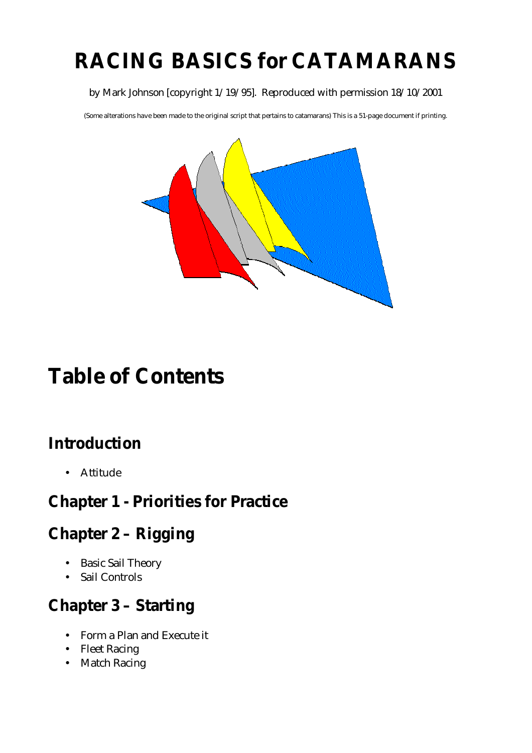# RACING BASICS for CATAMARANS

by Mark Johnson [copyright 1/19/95]. Reproduced with permission 18/10/2001

(Some alterations have been made to the original script that pertains to catamarans) This is a 51-page document if printing.

# Table of Contents

## Introduction

- Attitude

## Chapter 1 - Priorities for Practice

## Chapter 2 – Rigging

- Basic Sail Theory
- Sail Controls

## Chapter 3 – Starting

- Form a Plan and Execute it
- Fleet Racing
- Match Racing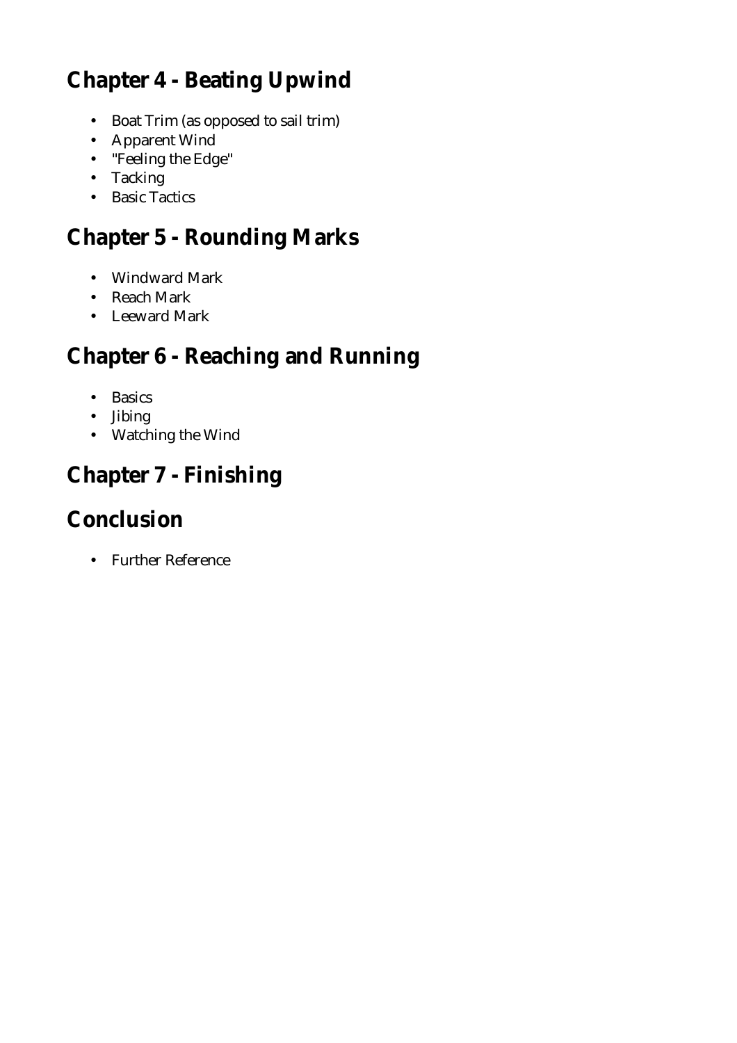## Chapter 4 - Beating Upwind

- Boat Trim (as opposed to sail trim)
- Apparent Wind
- "Feeling the Edge"
- Tacking
- Basic Tactics

## Chapter 5 - Rounding Marks

- Windward Mark
- Reach Mark
- Leeward Mark

## Chapter 6 - Reaching and Running

- Basics
- Jibing
- Watching the Wind

## Chapter 7 - Finishing

## Conclusion

- Further Reference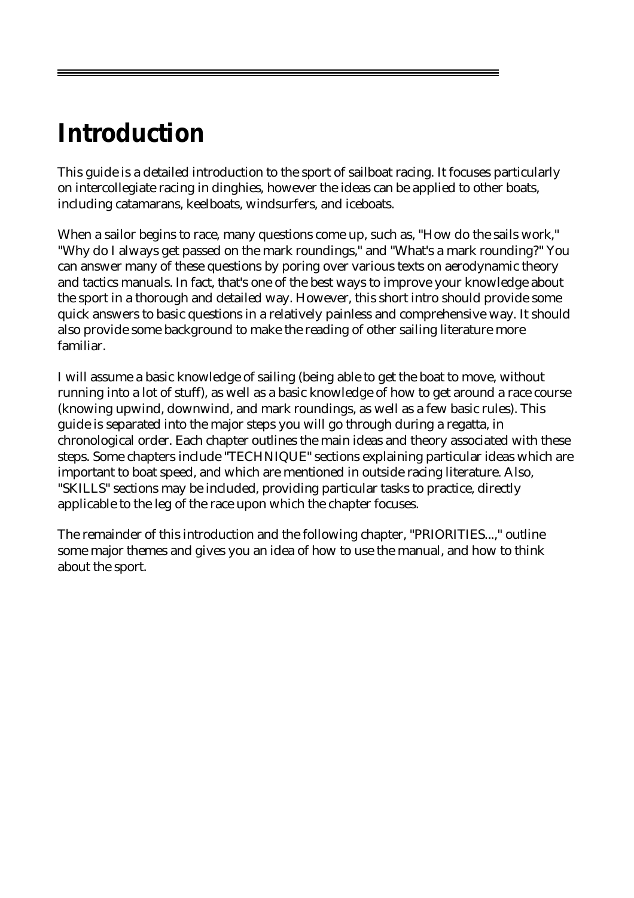# Introduction

This guide is a detailed introduction to the sport of sailboat racing. It focuses particularly on intercollegiate racing in dinghies, however the ideas can be applied to other boats, including catamarans, keelboats, windsurfers, and iceboats.

When a sailor begins to race, many questions come up, such as, "How do the sails work," "Why do I always get passed on the mark roundings," and "What's a mark rounding?" You can answer many of these questions by poring over various texts on aerodynamic theory and tactics manuals. In fact, that's one of the best ways to improve your knowledge about the sport in a thorough and detailed way. However, this short intro should provide some quick answers to basic questions in a relatively painless and comprehensive way. It should also provide some background to make the reading of other sailing literature more familiar.

I will assume a basic knowledge of sailing (being able to get the boat to move, without running into a lot of stuff), as well as a basic knowledge of how to get around a race course (knowing upwind, downwind, and mark roundings, as well as a few basic rules). This guide is separated into the major steps you will go through during a regatta, in chronological order. Each chapter outlines the main ideas and theory associated with these steps. Some chapters include "TECHNIQUE" sections explaining particular ideas which are important to boat speed, and which are mentioned in outside racing literature. Also, "SKILLS" sections may be included, providing particular tasks to practice, directly applicable to the leg of the race upon which the chapter focuses.

The remainder of this introduction and the following chapter, "PRIORITIES...," outline some major themes and gives you an idea of how to use the manual, and how to think about the sport.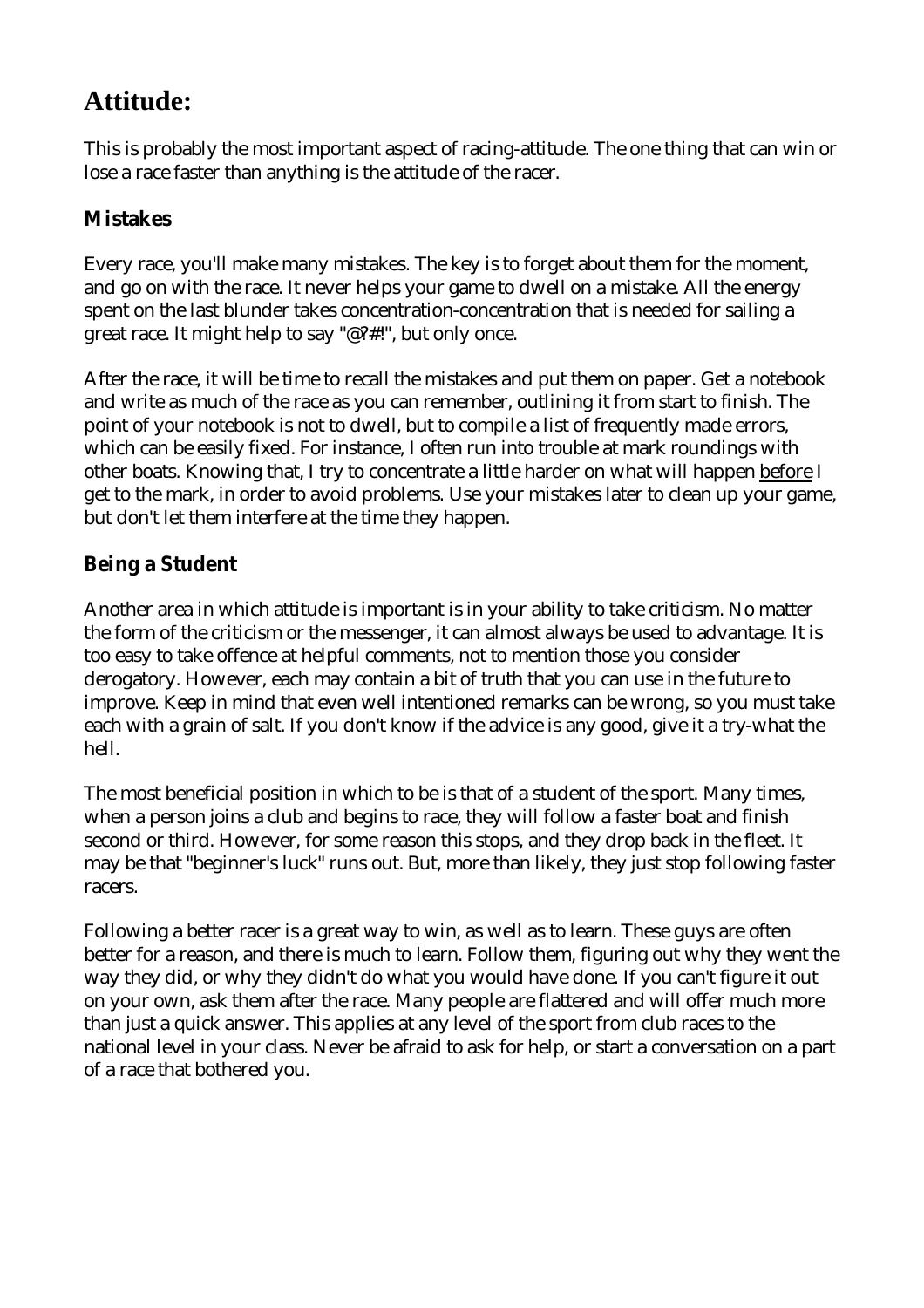# Attitude:

This is probably the most important aspect of racing-attitude. The one thing that can win or lose a race faster than anything is the attitude of the racer.

## Mistakes

Every race, you'll make many mistakes. The key is to forget about them for the moment, and go on with the race. It never helps your game to dwell on a mistake. All the energy spent on the last blunder takes concentration-concentration that is needed for sailing a great race. It might help to say "@?#!", but only once.

After the race, it will be time to recall the mistakes and put them on paper. Get a notebook and write as much of the race as you can remember, outlining it from start to finish. The point of your notebook is not to dwell, but to compile a list of frequently made errors, which can be easily fixed. For instance, I often run into trouble at mark roundings with other boats. Knowing that, I try to concentrate a little harder on what will happen <u>before</u> I get to the mark, in order to avoid problems. Use your mistakes later to clean up your game, but don't let them interfere at the time they happen.

## Being a Student

Another area in which attitude is important is in your ability to take criticism. No matter the form of the criticism or the messenger, it can almost always be used to advantage. It is too easy to take offence at helpful comments, not to mention those you consider derogatory. However, each may contain a bit of truth that you can use in the future to improve. Keep in mind that even well intentioned remarks can be wrong, so you must take each with a grain of salt. If you don't know if the advice is any good, give it a try-what the hell.

The most beneficial position in which to be is that of a student of the sport. Many times, when a person joins a club and begins to race, they will follow a faster boat and finish second or third. However, for some reason this stops, and they drop back in the fleet. It may be that "beginner's luck" runs out. But, more than likely, they just stop following faster racers.

Following a better racer is a great way to win, as well as to learn. These guys are often better for a reason, and there is much to learn. Follow them, figuring out why they went the way they did, or why they didn't do what you would have done. If you can't figure it out on your own, ask them after the race. Many people are flattered and will offer much more than just a quick answer. This applies at any level of the sport from club races to the national level in your class. Never be afraid to ask for help, or start a conversation on a part of a race that bothered you.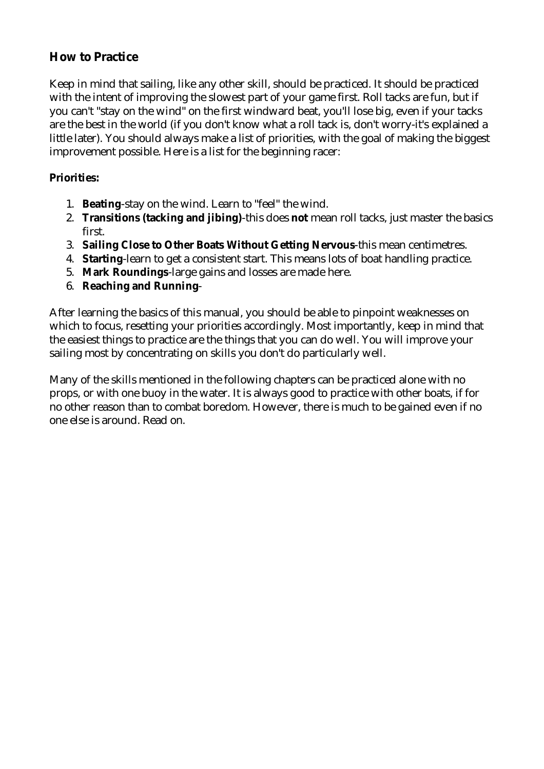## How to Practice

Keep in mind that sailing, like any other skill, should be practiced. It should be practiced with the intent of improving the slowest part of your game first. Roll tacks are fun, but if you can't "stay on the wind" on the first windward beat, you'll lose big, even if your tacks are the best in the world (if you don't know what a roll tack is, don't worry-it's explained a little later). You should always make a list of priorities, with the goal of making the biggest improvement possible. Here is a list for the beginning racer:

**Priorities:**

1. **Beating**-stay on the wind. Learn to "feel" the wind.
2. **Transitions (tacking and jibing)**-this does **not** mean roll tacks, just master the basics first.
3. **Sailing Close to Other Boats Without Getting Nervous**-this mean centimetres.
4. **Starting**-learn to get a consistent start. This means lots of boat handling practice.
5. **Mark Roundings**-large gains and losses are made here.
6. **Reaching and Running**-

After learning the basics of this manual, you should be able to pinpoint weaknesses on which to focus, resetting your priorities accordingly. Most importantly, keep in mind that the easiest things to practice are the things that you can do well. You will improve your sailing most by concentrating on skills you don't do particularly well.

Many of the skills mentioned in the following chapters can be practiced alone with no props, or with one buoy in the water. It is always good to practice with other boats, if for no other reason than to combat boredom. However, there is much to be gained even if no one else is around. Read on.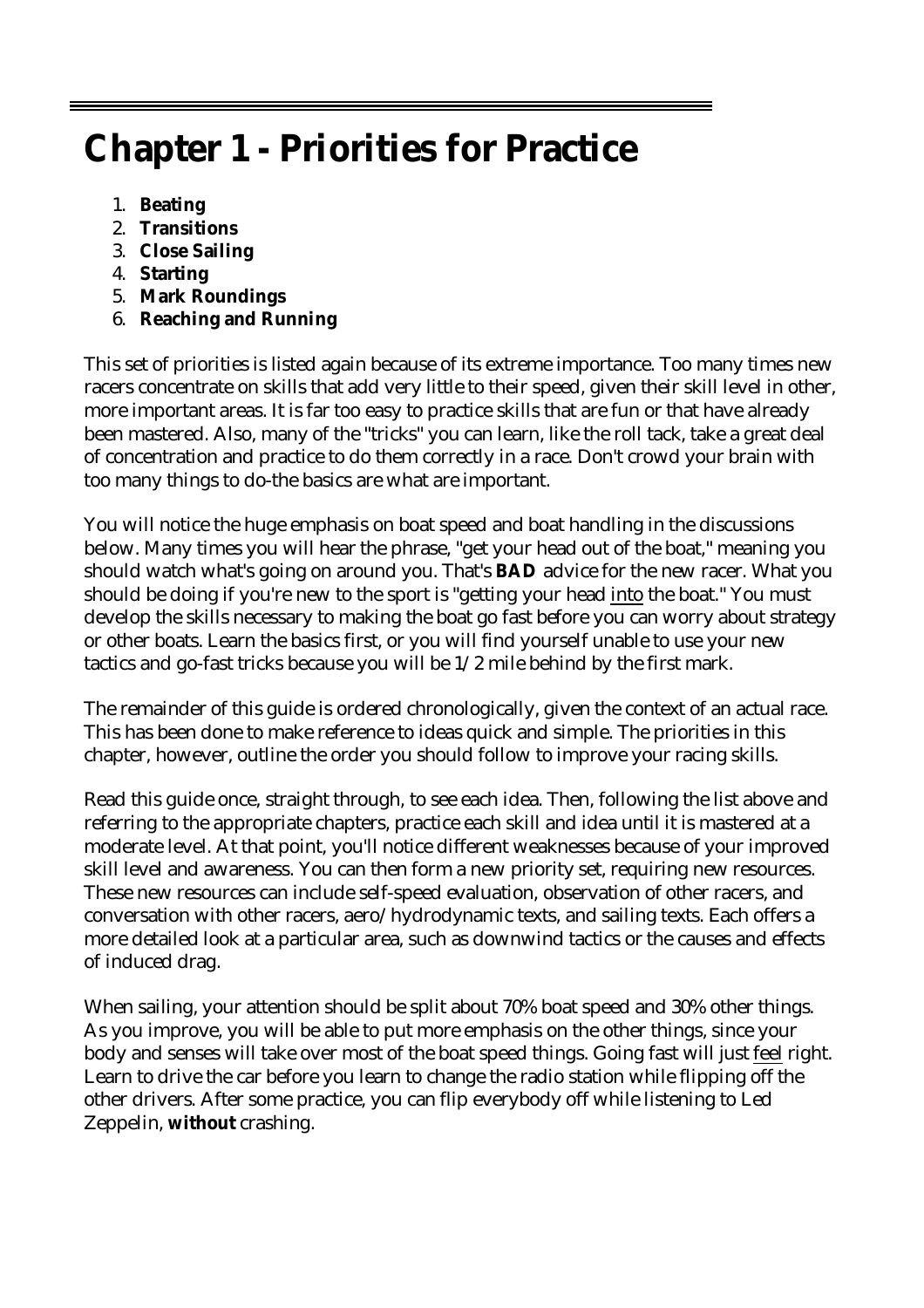# Chapter 1 - Priorities for Practice

1. **Beating**
2. **Transitions**
3. **Close Sailing**
4. **Starting**
5. **Mark Roundings**
6. **Reaching and Running**

This set of priorities is listed again because of its extreme importance. Too many times new racers concentrate on skills that add very little to their speed, given their skill level in other, more important areas. It is far too easy to practice skills that are fun or that have already been mastered. Also, many of the "tricks" you can learn, like the roll tack, take a great deal of concentration and practice to do them correctly in a race. Don't crowd your brain with too many things to do-the basics are what are important.

You will notice the huge emphasis on boat speed and boat handling in the discussions below. Many times you will hear the phrase, "get your head out of the boat," meaning you should watch what's going on around you. That's **BAD** advice for the new racer. What you should be doing if you're new to the sport is "getting your head <u>into</u> the boat." You must develop the skills necessary to making the boat go fast before you can worry about strategy or other boats. Learn the basics first, or you will find yourself unable to use your new tactics and go-fast tricks because you will be 1/2 mile behind by the first mark.

The remainder of this guide is ordered chronologically, given the context of an actual race. This has been done to make reference to ideas quick and simple. The priorities in this chapter, however, outline the order you should follow to improve your racing skills.

Read this guide once, straight through, to see each idea. Then, following the list above and referring to the appropriate chapters, practice each skill and idea until it is mastered at a moderate level. At that point, you'll notice different weaknesses because of your improved skill level and awareness. You can then form a new priority set, requiring new resources. These new resources can include self-speed evaluation, observation of other racers, and conversation with other racers, aero/hydrodynamic texts, and sailing texts. Each offers a more detailed look at a particular area, such as downwind tactics or the causes and effects of induced drag.

When sailing, your attention should be split about 70% boat speed and 30% other things. As you improve, you will be able to put more emphasis on the other things, since your body and senses will take over most of the boat speed things. Going fast will just <u>feel</u> right. Learn to drive the car before you learn to change the radio station while flipping off the other drivers. After some practice, you can flip everybody off while listening to Led Zeppelin, **without** crashing.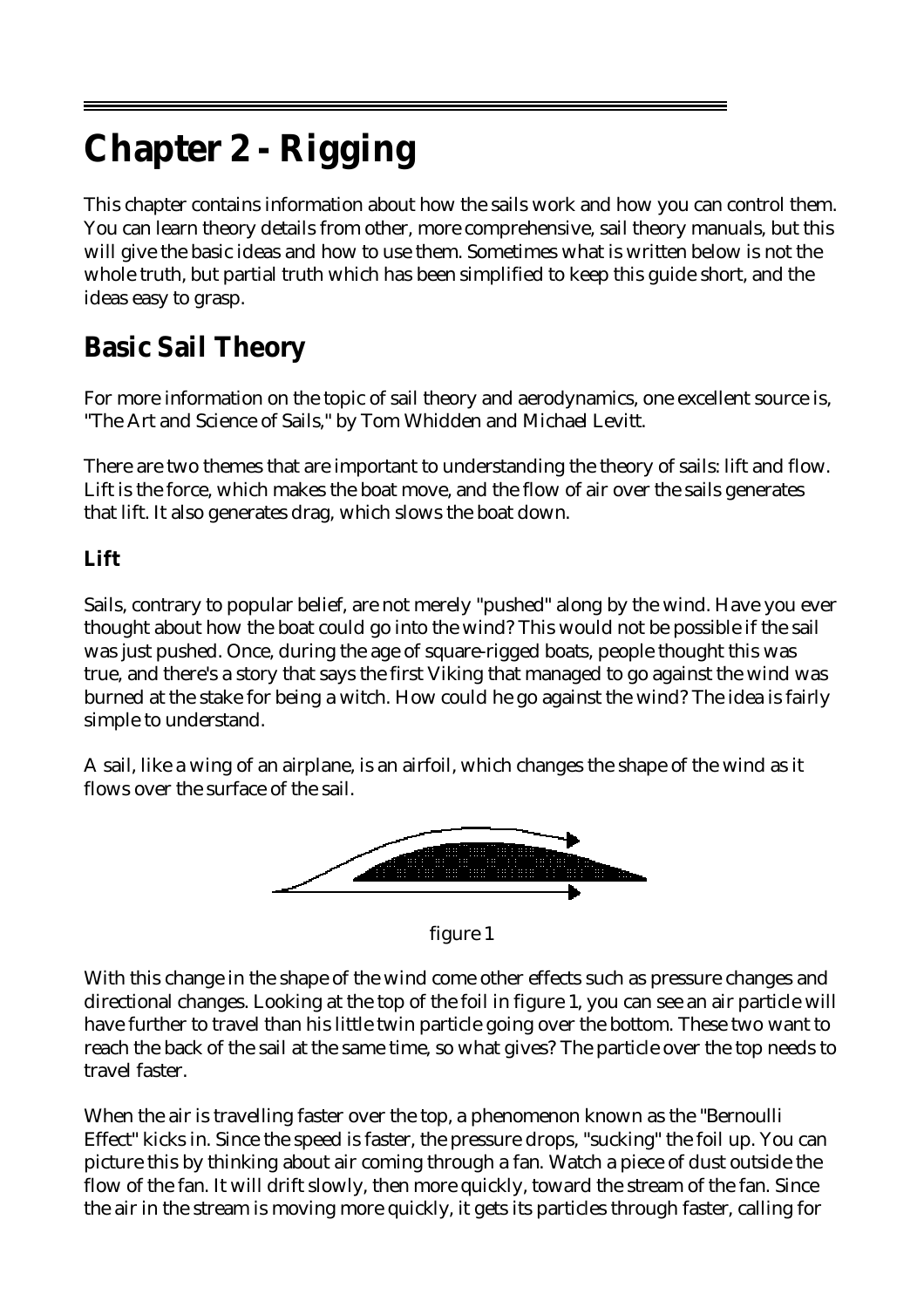# Chapter 2 - Rigging

This chapter contains information about how the sails work and how you can control them. You can learn theory details from other, more comprehensive, sail theory manuals, but this will give the basic ideas and how to use them. Sometimes what is written below is not the whole truth, but partial truth which has been simplified to keep this guide short, and the ideas easy to grasp.

## Basic Sail Theory

For more information on the topic of sail theory and aerodynamics, one excellent source is, "The Art and Science of Sails," by Tom Whidden and Michael Levitt.

There are two themes that are important to understanding the theory of sails: lift and flow. Lift is the force, which makes the boat move, and the flow of air over the sails generates that lift. It also generates drag, which slows the boat down.

### Lift

Sails, contrary to popular belief, are not merely "pushed" along by the wind. Have you ever thought about how the boat could go into the wind? This would not be possible if the sail was just pushed. Once, during the age of square-rigged boats, people thought this was true, and there's a story that says the first Viking that managed to go against the wind was burned at the stake for being a witch. How could he go against the wind? The idea is fairly simple to understand.

A sail, like a wing of an airplane, is an airfoil, which changes the shape of the wind as it flows over the surface of the sail.

figure 1

With this change in the shape of the wind come other effects such as pressure changes and directional changes. Looking at the top of the foil in figure 1, you can see an air particle will have further to travel than his little twin particle going over the bottom. These two want to reach the back of the sail at the same time, so what gives? The particle over the top needs to travel faster.

When the air is travelling faster over the top, a phenomenon known as the "Bernoulli Effect" kicks in. Since the speed is faster, the pressure drops, "sucking" the foil up. You can picture this by thinking about air coming through a fan. Watch a piece of dust outside the flow of the fan. It will drift slowly, then more quickly, toward the stream of the fan. Since the air in the stream is moving more quickly, it gets its particles through faster, calling for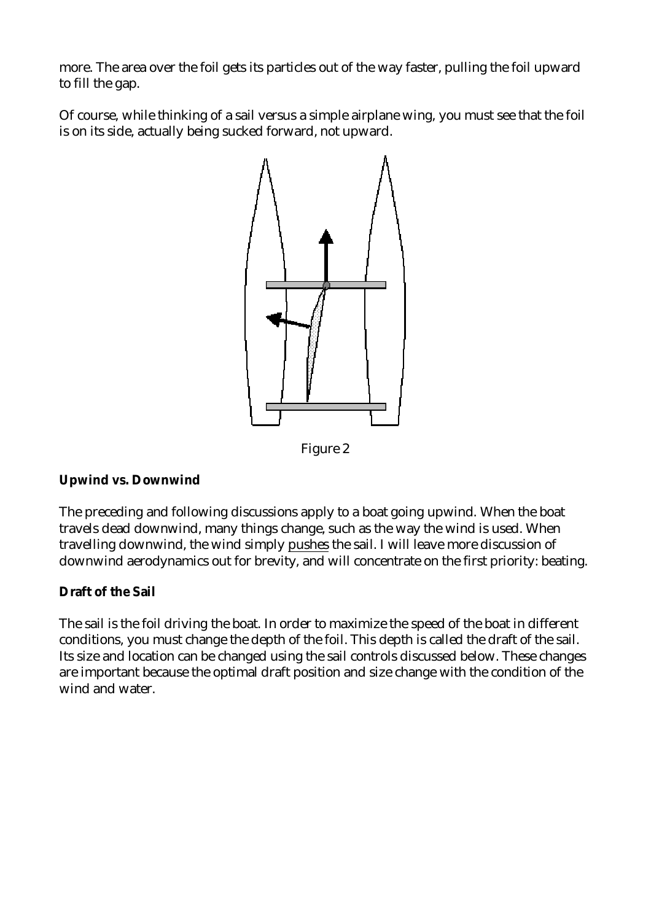more. The area over the foil gets its particles out of the way faster, pulling the foil upward to fill the gap.

Of course, while thinking of a sail versus a simple airplane wing, you must see that the foil is on its side, actually being sucked forward, not upward.

Figure 2

**Upwind vs. Downwind**

The preceding and following discussions apply to a boat going upwind. When the boat travels dead downwind, many things change, such as the way the wind is used. When travelling downwind, the wind simply pushes the sail. I will leave more discussion of downwind aerodynamics out for brevity, and will concentrate on the first priority: beating.

**Draft of the Sail**

The sail is the foil driving the boat. In order to maximize the speed of the boat in different conditions, you must change the depth of the foil. This depth is called the draft of the sail. Its size and location can be changed using the sail controls discussed below. These changes are important because the optimal draft position and size change with the condition of the wind and water.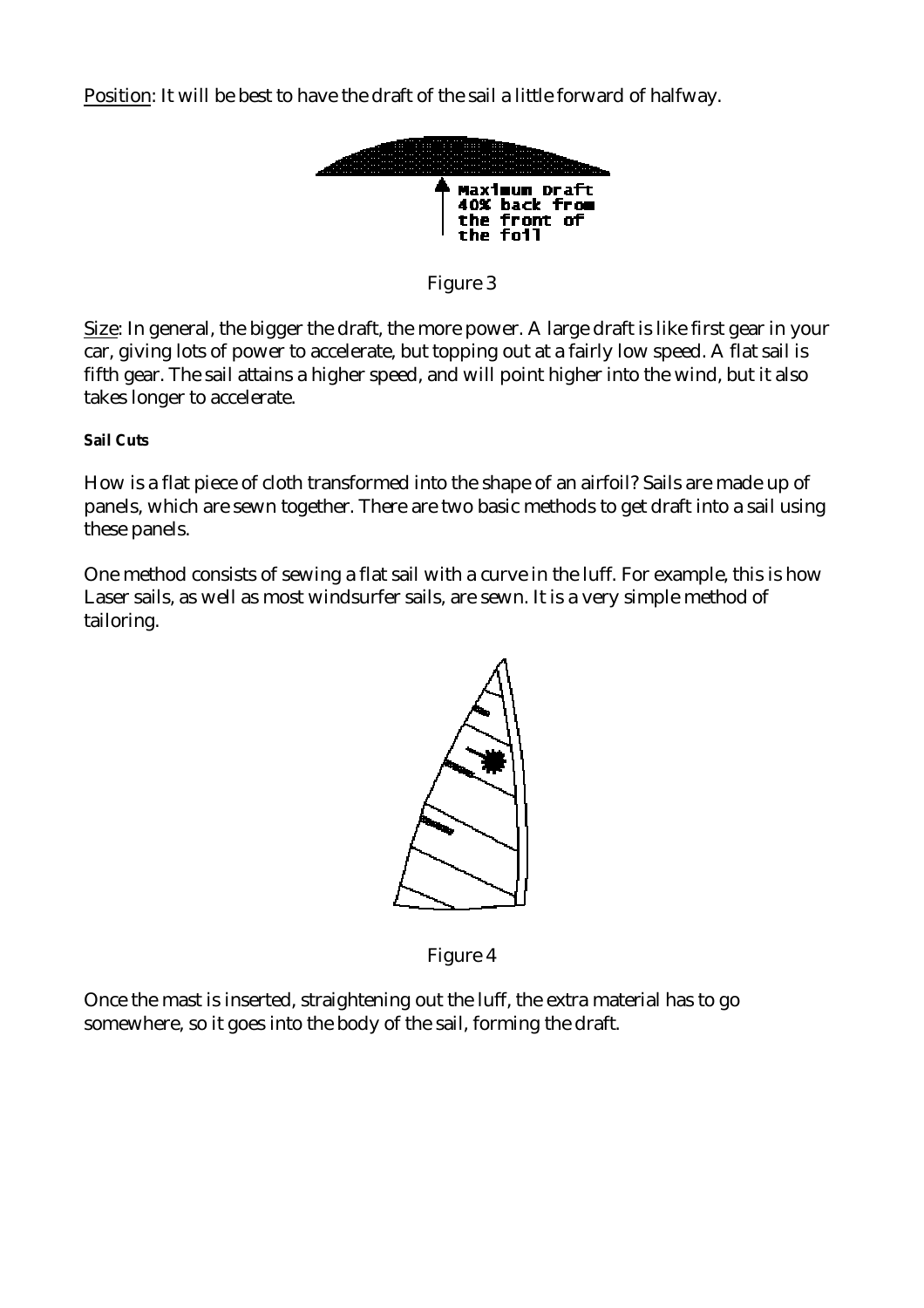Position: It will be best to have the draft of the sail a little forward of halfway.

Maximum Draft 40% back from the front of the foil

Figure 3

Size: In general, the bigger the draft, the more power. A large draft is like first gear in your car, giving lots of power to accelerate, but topping out at a fairly low speed. A flat sail is fifth gear. The sail attains a higher speed, and will point higher into the wind, but it also takes longer to accelerate.

**Sail Cuts**

How is a flat piece of cloth transformed into the shape of an airfoil? Sails are made up of panels, which are sewn together. There are two basic methods to get draft into a sail using these panels.

One method consists of sewing a flat sail with a curve in the luff. For example, this is how Laser sails, as well as most windsurfer sails, are sewn. It is a very simple method of tailoring.

Figure 4

Once the mast is inserted, straightening out the luff, the extra material has to go somewhere, so it goes into the body of the sail, forming the draft.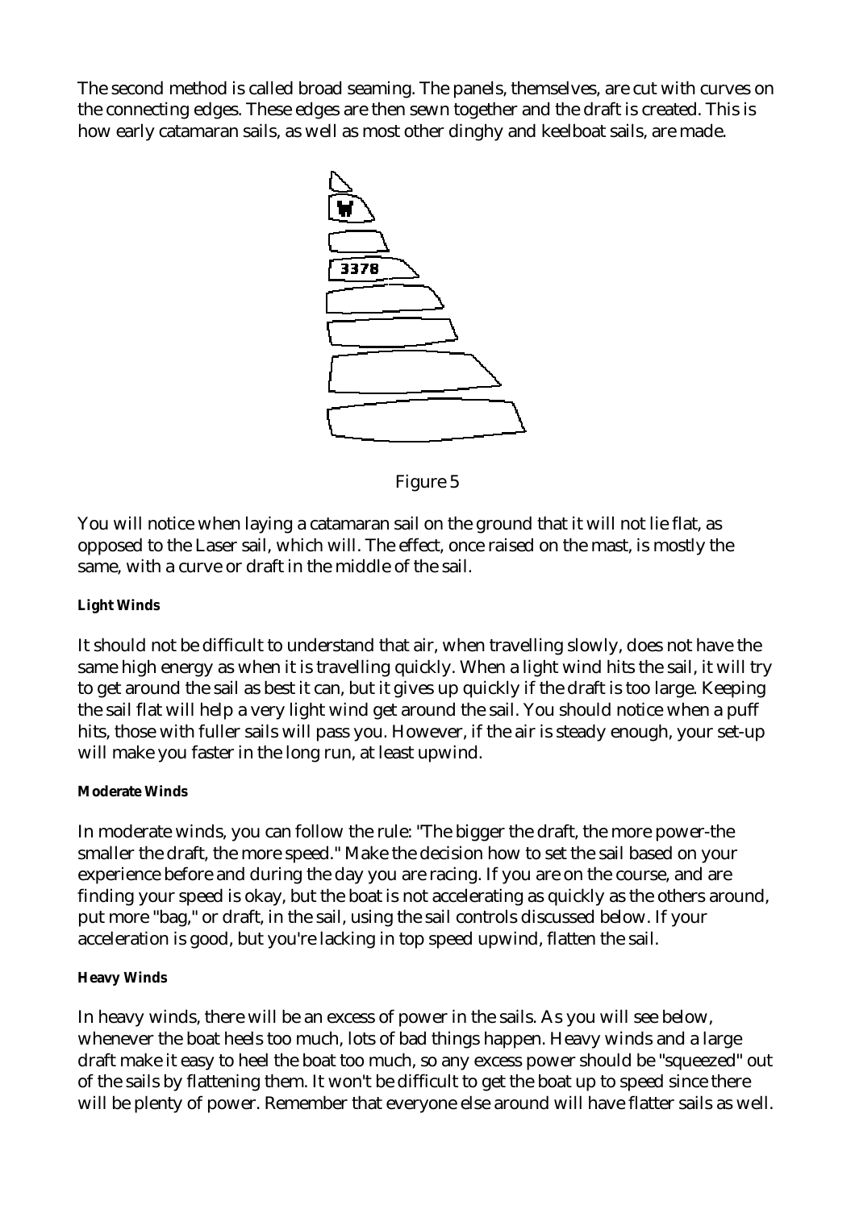The second method is called broad seaming. The panels, themselves, are cut with curves on the connecting edges. These edges are then sewn together and the draft is created. This is how early catamaran sails, as well as most other dinghy and keelboat sails, are made.

Figure 5

You will notice when laying a catamaran sail on the ground that it will not lie flat, as opposed to the Laser sail, which will. The effect, once raised on the mast, is mostly the same, with a curve or draft in the middle of the sail.

#### Light Winds

It should not be difficult to understand that air, when travelling slowly, does not have the same high energy as when it is travelling quickly. When a light wind hits the sail, it will try to get around the sail as best it can, but it gives up quickly if the draft is too large. Keeping the sail flat will help a very light wind get around the sail. You should notice when a puff hits, those with fuller sails will pass you. However, if the air is steady enough, your set-up will make you faster in the long run, at least upwind.

#### Moderate Winds

In moderate winds, you can follow the rule: "The bigger the draft, the more power-the smaller the draft, the more speed." Make the decision how to set the sail based on your experience before and during the day you are racing. If you are on the course, and are finding your speed is okay, but the boat is not accelerating as quickly as the others around, put more "bag," or draft, in the sail, using the sail controls discussed below. If your acceleration is good, but you're lacking in top speed upwind, flatten the sail.

#### Heavy Winds

In heavy winds, there will be an excess of power in the sails. As you will see below, whenever the boat heels too much, lots of bad things happen. Heavy winds and a large draft make it easy to heel the boat too much, so any excess power should be "squeezed" out of the sails by flattening them. It won't be difficult to get the boat up to speed since there will be plenty of power. Remember that everyone else around will have flatter sails as well.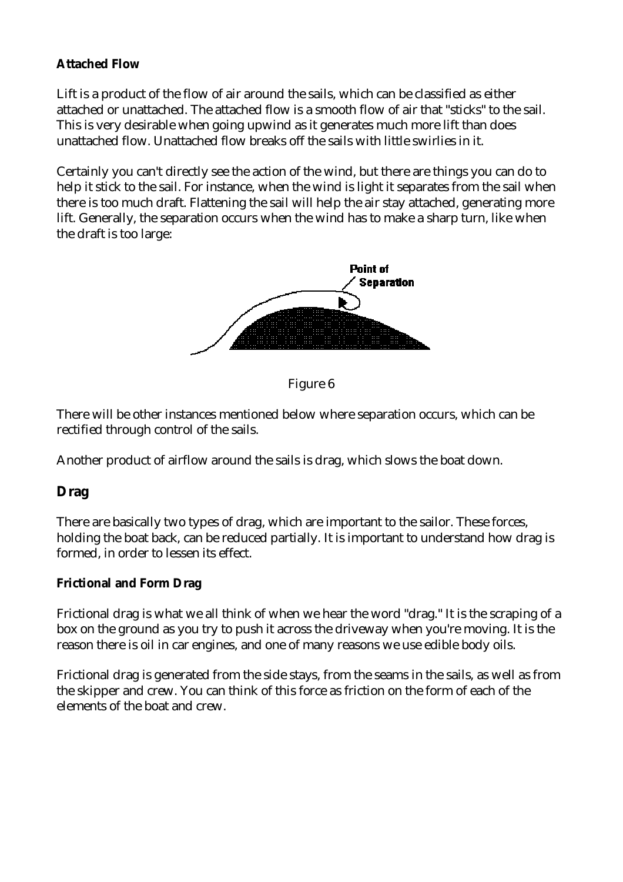**Attached Flow**

Lift is a product of the flow of air around the sails, which can be classified as either attached or unattached. The attached flow is a smooth flow of air that "sticks" to the sail. This is very desirable when going upwind as it generates much more lift than does unattached flow. Unattached flow breaks off the sails with little swirlies in it.

Certainly you can't directly see the action of the wind, but there are things you can do to help it stick to the sail. For instance, when the wind is light it separates from the sail when there is too much draft. Flattening the sail will help the air stay attached, generating more lift. Generally, the separation occurs when the wind has to make a sharp turn, like when the draft is too large:

Point of Separation

Figure 6

There will be other instances mentioned below where separation occurs, which can be rectified through control of the sails.

Another product of airflow around the sails is drag, which slows the boat down.

## Drag

There are basically two types of drag, which are important to the sailor. These forces, holding the boat back, can be reduced partially. It is important to understand how drag is formed, in order to lessen its effect.

**Frictional and Form Drag**

Frictional drag is what we all think of when we hear the word "drag." It is the scraping of a box on the ground as you try to push it across the driveway when you're moving. It is the reason there is oil in car engines, and one of many reasons we use edible body oils.

Frictional drag is generated from the side stays, from the seams in the sails, as well as from the skipper and crew. You can think of this force as friction on the form of each of the elements of the boat and crew.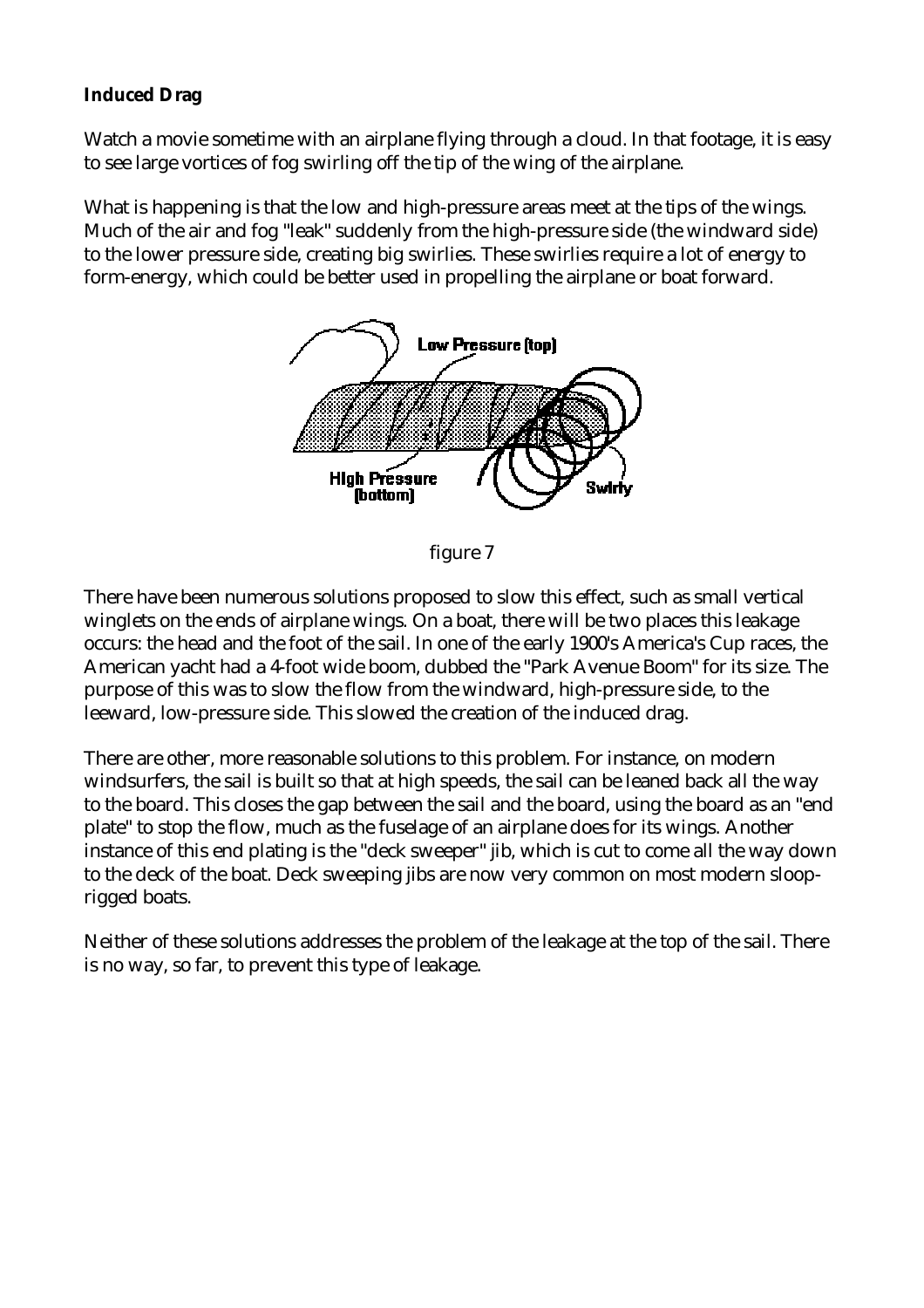**Induced Drag**

Watch a movie sometime with an airplane flying through a cloud. In that footage, it is easy to see large vortices of fog swirling off the tip of the wing of the airplane.

What is happening is that the low and high-pressure areas meet at the tips of the wings. Much of the air and fog "leak" suddenly from the high-pressure side (the windward side) to the lower pressure side, creating big swirlies. These swirlies require a lot of energy to form-energy, which could be better used in propelling the airplane or boat forward.

figure 7

There have been numerous solutions proposed to slow this effect, such as small vertical winglets on the ends of airplane wings. On a boat, there will be two places this leakage occurs: the head and the foot of the sail. In one of the early 1900's America's Cup races, the American yacht had a 4-foot wide boom, dubbed the "Park Avenue Boom" for its size. The purpose of this was to slow the flow from the windward, high-pressure side, to the leeward, low-pressure side. This slowed the creation of the induced drag.

There are other, more reasonable solutions to this problem. For instance, on modern windsurfers, the sail is built so that at high speeds, the sail can be leaned back all the way to the board. This closes the gap between the sail and the board, using the board as an "end plate" to stop the flow, much as the fuselage of an airplane does for its wings. Another instance of this end plating is the "deck sweeper" jib, which is cut to come all the way down to the deck of the boat. Deck sweeping jibs are now very common on most modern sloop-rigged boats.

Neither of these solutions addresses the problem of the leakage at the top of the sail. There is no way, so far, to prevent this type of leakage.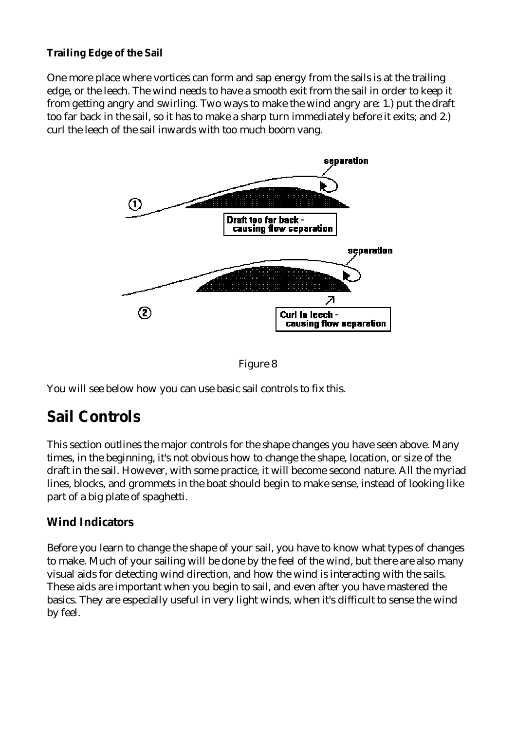### Trailing Edge of the Sail

One more place where vortices can form and sap energy from the sails is at the trailing edge, or the leech. The wind needs to have a smooth exit from the sail in order to keep it from getting angry and swirling. Two ways to make the wind angry are: 1.) put the draft too far back in the sail, so it has to make a sharp turn immediately before it exits; and 2.) curl the leech of the sail inwards with too much boom vang.

Figure 8

You will see below how you can use basic sail controls to fix this.

## Sail Controls

This section outlines the major controls for the shape changes you have seen above. Many times, in the beginning, it's not obvious how to change the shape, location, or size of the draft in the sail. However, with some practice, it will become second nature. All the myriad lines, blocks, and grommets in the boat should begin to make sense, instead of looking like part of a big plate of spaghetti.

### Wind Indicators

Before you learn to change the shape of your sail, you have to know what types of changes to make. Much of your sailing will be done by the feel of the wind, but there are also many visual aids for detecting wind direction, and how the wind is interacting with the sails. These aids are important when you begin to sail, and even after you have mastered the basics. They are especially useful in very light winds, when it's difficult to sense the wind by feel.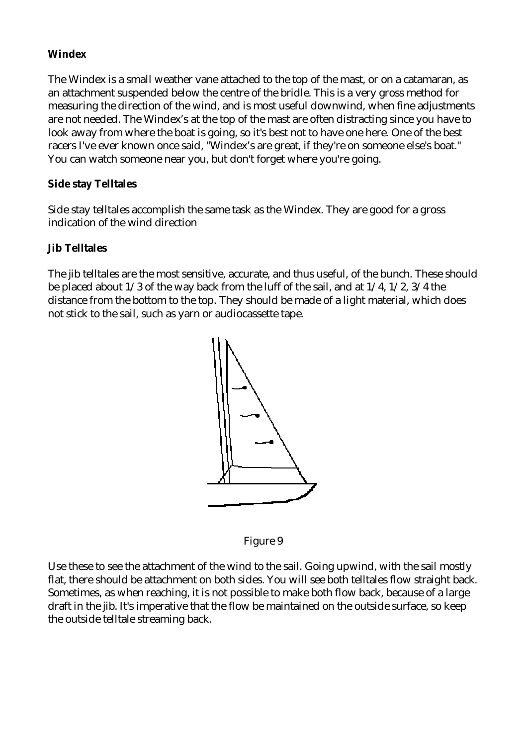**Windex**

The Windex is a small weather vane attached to the top of the mast, or on a catamaran, as an attachment suspended below the centre of the bridle. This is a very gross method for measuring the direction of the wind, and is most useful downwind, when fine adjustments are not needed. The Windex's at the top of the mast are often distracting since you have to look away from where the boat is going, so it's best not to have one here. One of the best racers I've ever known once said, "Windex's are great, if they're on someone else's boat." You can watch someone near you, but don't forget where you're going.

**Side stay Telltales**

Side stay telltales accomplish the same task as the Windex. They are good for a gross indication of the wind direction

**Jib Telltales**

The jib telltales are the most sensitive, accurate, and thus useful, of the bunch. These should be placed about 1/3 of the way back from the luff of the sail, and at 1/4, 1/2, 3/4 the distance from the bottom to the top. They should be made of a light material, which does not stick to the sail, such as yarn or audiocassette tape.

Figure 9

Use these to see the attachment of the wind to the sail. Going upwind, with the sail mostly flat, there should be attachment on both sides. You will see both telltales flow straight back. Sometimes, as when reaching, it is not possible to make both flow back, because of a large draft in the jib. It's imperative that the flow be maintained on the outside surface, so keep the outside telltale streaming back.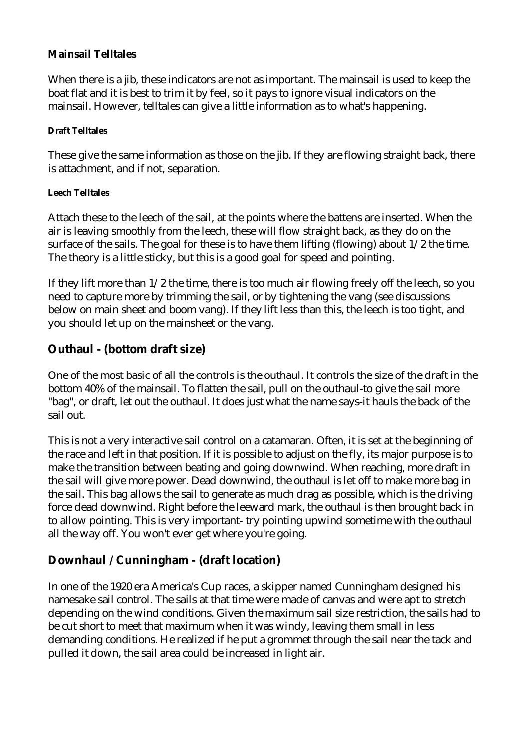### Mainsail Telltales

When there is a jib, these indicators are not as important. The mainsail is used to keep the boat flat and it is best to trim it by feel, so it pays to ignore visual indicators on the mainsail. However, telltales can give a little information as to what's happening.

#### Draft Telltales

These give the same information as those on the jib. If they are flowing straight back, there is attachment, and if not, separation.

#### Leech Telltales

Attach these to the leech of the sail, at the points where the battens are inserted. When the air is leaving smoothly from the leech, these will flow straight back, as they do on the surface of the sails. The goal for these is to have them lifting (flowing) about 1/2 the time. The theory is a little sticky, but this is a good goal for speed and pointing.

If they lift more than 1/2 the time, there is too much air flowing freely off the leech, so you need to capture more by trimming the sail, or by tightening the vang (see discussions below on main sheet and boom vang). If they lift less than this, the leech is too tight, and you should let up on the mainsheet or the vang.

## Outhaul - (bottom draft size)

One of the most basic of all the controls is the outhaul. It controls the size of the draft in the bottom 40% of the mainsail. To flatten the sail, pull on the outhaul-to give the sail more "bag", or draft, let out the outhaul. It does just what the name says-it hauls the back of the sail out.

This is not a very interactive sail control on a catamaran. Often, it is set at the beginning of the race and left in that position. If it is possible to adjust on the fly, its major purpose is to make the transition between beating and going downwind. When reaching, more draft in the sail will give more power. Dead downwind, the outhaul is let off to make more bag in the sail. This bag allows the sail to generate as much drag as possible, which is the driving force dead downwind. Right before the leeward mark, the outhaul is then brought back in to allow pointing. This is very important- try pointing upwind sometime with the outhaul all the way off. You won't ever get where you're going.

## Downhaul / Cunningham - (draft location)

In one of the 1920 era America's Cup races, a skipper named Cunningham designed his namesake sail control. The sails at that time were made of canvas and were apt to stretch depending on the wind conditions. Given the maximum sail size restriction, the sails had to be cut short to meet that maximum when it was windy, leaving them small in less demanding conditions. He realized if he put a grommet through the sail near the tack and pulled it down, the sail area could be increased in light air.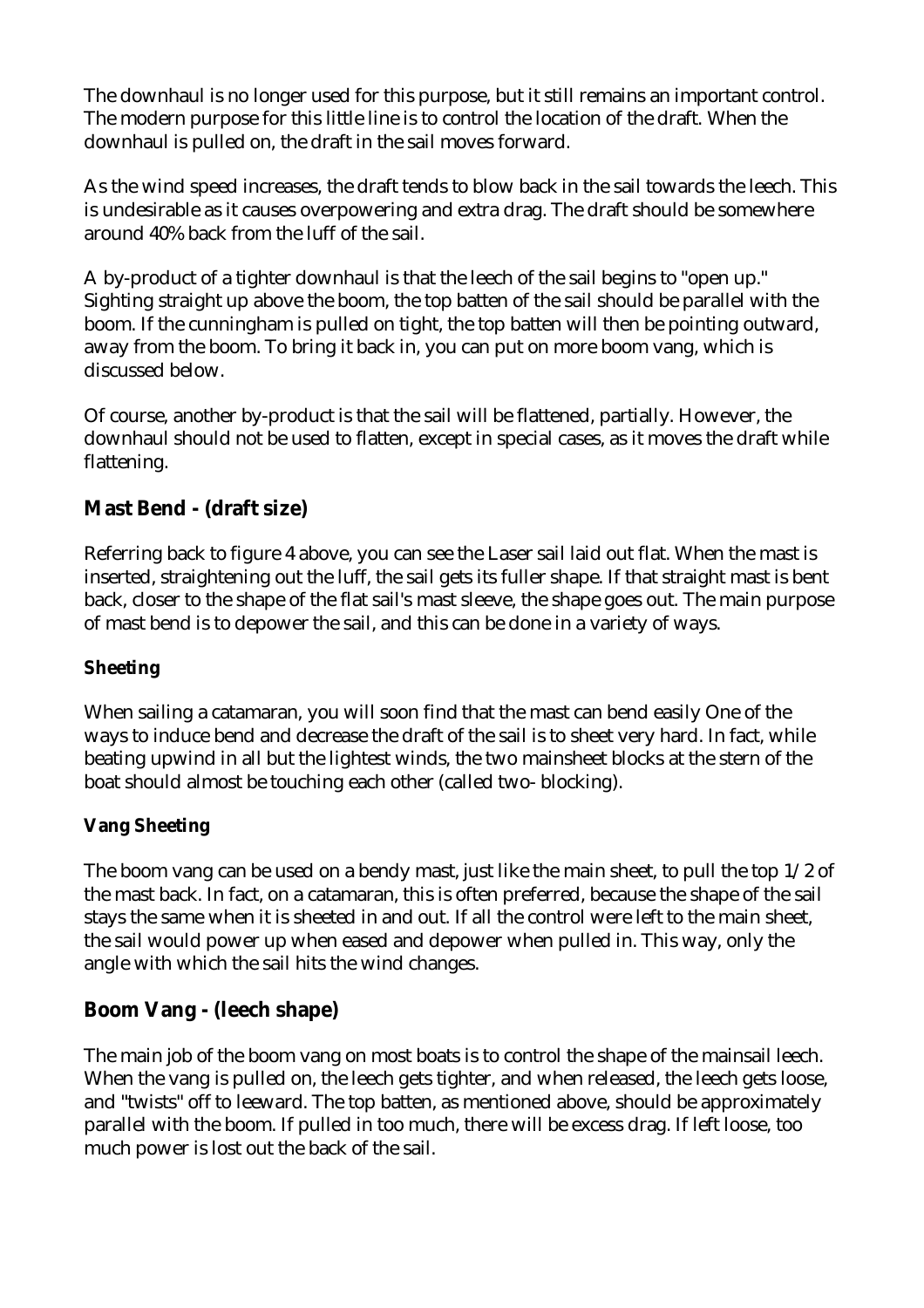The downhaul is no longer used for this purpose, but it still remains an important control. The modern purpose for this little line is to control the location of the draft. When the downhaul is pulled on, the draft in the sail moves forward.

As the wind speed increases, the draft tends to blow back in the sail towards the leech. This is undesirable as it causes overpowering and extra drag. The draft should be somewhere around 40% back from the luff of the sail.

A by-product of a tighter downhaul is that the leech of the sail begins to "open up." Sighting straight up above the boom, the top batten of the sail should be parallel with the boom. If the cunningham is pulled on tight, the top batten will then be pointing outward, away from the boom. To bring it back in, you can put on more boom vang, which is discussed below.

Of course, another by-product is that the sail will be flattened, partially. However, the downhaul should not be used to flatten, except in special cases, as it moves the draft while flattening.

## Mast Bend - (draft size)

Referring back to figure 4 above, you can see the Laser sail laid out flat. When the mast is inserted, straightening out the luff, the sail gets its fuller shape. If that straight mast is bent back, closer to the shape of the flat sail's mast sleeve, the shape goes out. The main purpose of mast bend is to depower the sail, and this can be done in a variety of ways.

### Sheeting

When sailing a catamaran, you will soon find that the mast can bend easily One of the ways to induce bend and decrease the draft of the sail is to sheet very hard. In fact, while beating upwind in all but the lightest winds, the two mainsheet blocks at the stern of the boat should almost be touching each other (called two- blocking).

### Vang Sheeting

The boom vang can be used on a bendy mast, just like the main sheet, to pull the top 1/2 of the mast back. In fact, on a catamaran, this is often preferred, because the shape of the sail stays the same when it is sheeted in and out. If all the control were left to the main sheet, the sail would power up when eased and depower when pulled in. This way, only the angle with which the sail hits the wind changes.

## Boom Vang - (leech shape)

The main job of the boom vang on most boats is to control the shape of the mainsail leech. When the vang is pulled on, the leech gets tighter, and when released, the leech gets loose, and "twists" off to leeward. The top batten, as mentioned above, should be approximately parallel with the boom. If pulled in too much, there will be excess drag. If left loose, too much power is lost out the back of the sail.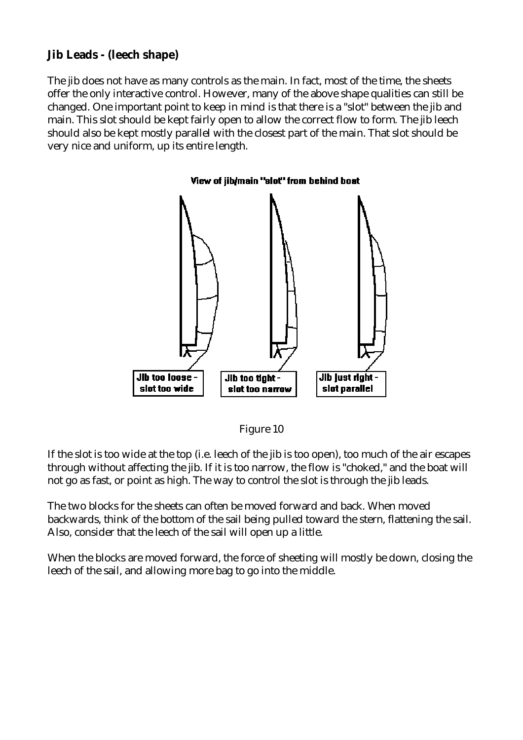## Jib Leads - (leech shape)

The jib does not have as many controls as the main. In fact, most of the time, the sheets offer the only interactive control. However, many of the above shape qualities can still be changed. One important point to keep in mind is that there is a "slot" between the jib and main. This slot should be kept fairly open to allow the correct flow to form. The jib leech should also be kept mostly parallel with the closest part of the main. That slot should be very nice and uniform, up its entire length.

**View of jib/main "slot" from behind boat**

Jib too loose - slot too wide

Jib too tight - slot too narrow

Jib just right - slot parallel

Figure 10

If the slot is too wide at the top (i.e. leech of the jib is too open), too much of the air escapes through without affecting the jib. If it is too narrow, the flow is "choked," and the boat will not go as fast, or point as high. The way to control the slot is through the jib leads.

The two blocks for the sheets can often be moved forward and back. When moved backwards, think of the bottom of the sail being pulled toward the stern, flattening the sail. Also, consider that the leech of the sail will open up a little.

When the blocks are moved forward, the force of sheeting will mostly be down, closing the leech of the sail, and allowing more bag to go into the middle.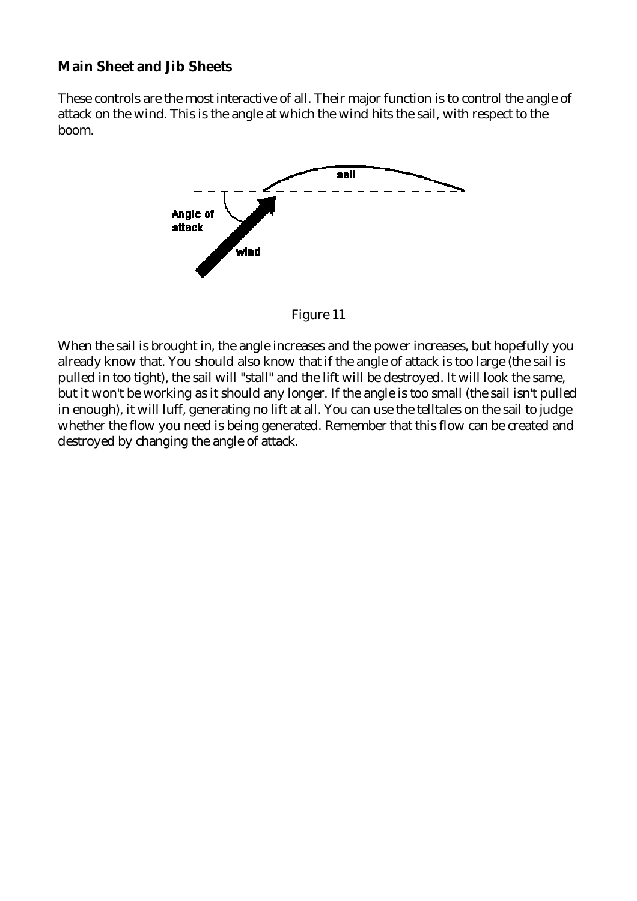## Main Sheet and Jib Sheets

These controls are the most interactive of all. Their major function is to control the angle of attack on the wind. This is the angle at which the wind hits the sail, with respect to the boom.

Figure 11

When the sail is brought in, the angle increases and the power increases, but hopefully you already know that. You should also know that if the angle of attack is too large (the sail is pulled in too tight), the sail will "stall" and the lift will be destroyed. It will look the same, but it won't be working as it should any longer. If the angle is too small (the sail isn't pulled in enough), it will luff, generating no lift at all. You can use the telltales on the sail to judge whether the flow you need is being generated. Remember that this flow can be created and destroyed by changing the angle of attack.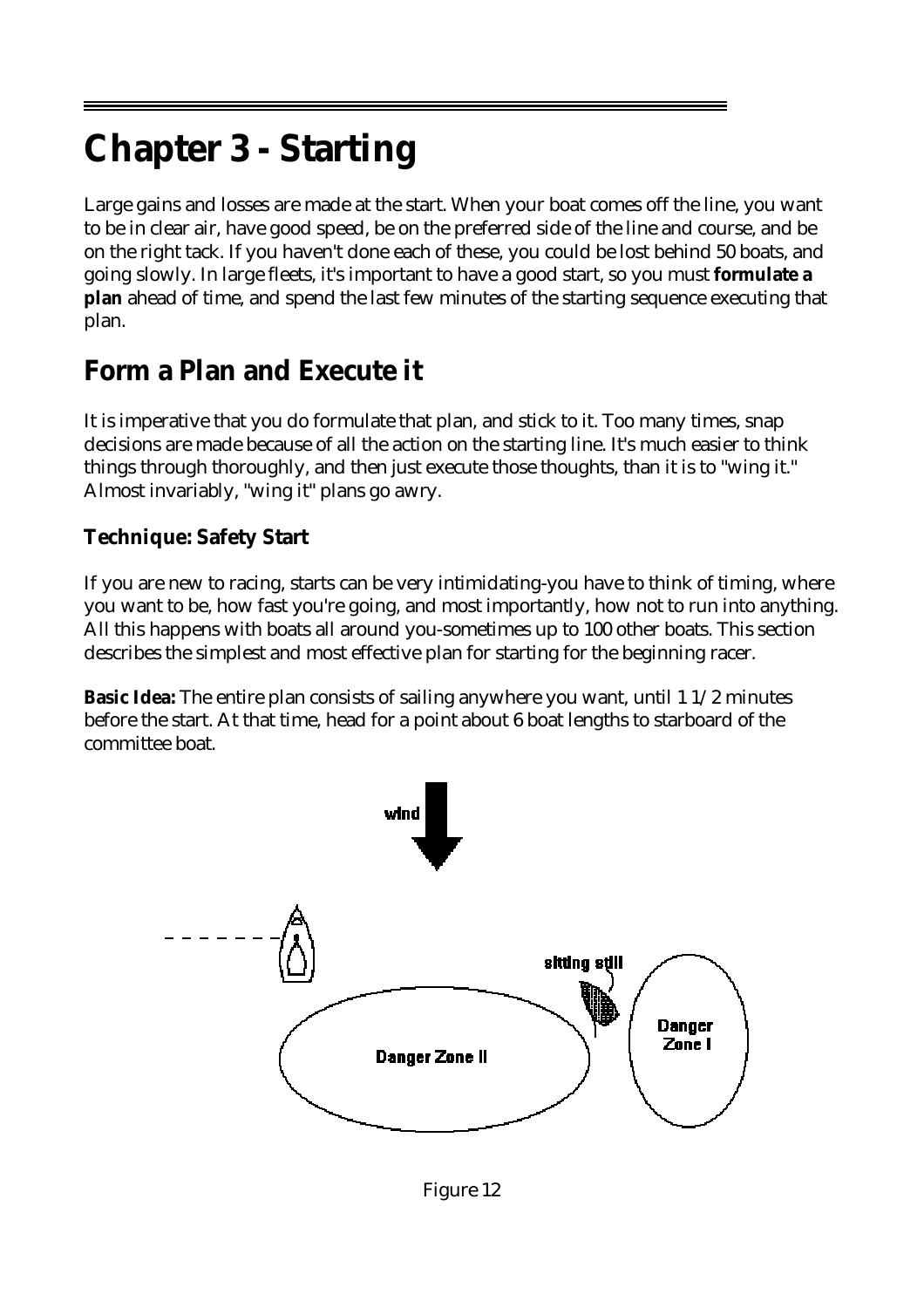# Chapter 3 - Starting

Large gains and losses are made at the start. When your boat comes off the line, you want to be in clear air, have good speed, be on the preferred side of the line and course, and be on the right tack. If you haven't done each of these, you could be lost behind 50 boats, and going slowly. In large fleets, it's important to have a good start, so you must **formulate a plan** ahead of time, and spend the last few minutes of the starting sequence executing that plan.

## Form a Plan and Execute it

It is imperative that you do formulate that plan, and stick to it. Too many times, snap decisions are made because of all the action on the starting line. It's much easier to think things through thoroughly, and then just execute those thoughts, than it is to "wing it." Almost invariably, "wing it" plans go awry.

### Technique: Safety Start

If you are new to racing, starts can be very intimidating-you have to think of timing, where you want to be, how fast you're going, and most importantly, how not to run into anything. All this happens with boats all around you-sometimes up to 100 other boats. This section describes the simplest and most effective plan for starting for the beginning racer.

**Basic Idea:** The entire plan consists of sailing anywhere you want, until 1 1/2 minutes before the start. At that time, head for a point about 6 boat lengths to starboard of the committee boat.

Figure 12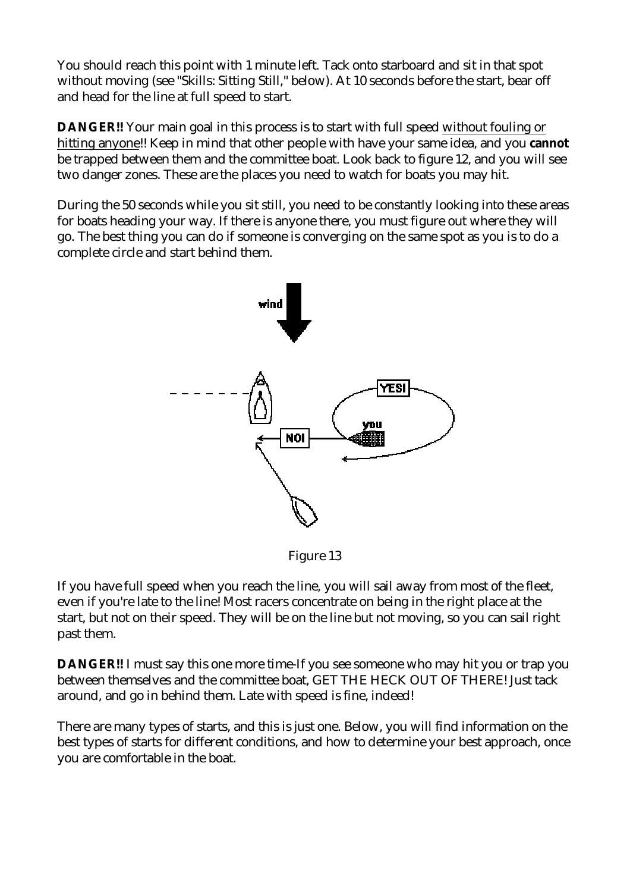You should reach this point with 1 minute left. Tack onto starboard and sit in that spot without moving (see "Skills: Sitting Still," below). At 10 seconds before the start, bear off and head for the line at full speed to start.

**DANGER!!** Your main goal in this process is to start with full speed <u>without fouling or hitting anyone</u>!! Keep in mind that other people with have your same idea, and you **cannot** be trapped between them and the committee boat. Look back to figure 12, and you will see two danger zones. These are the places you need to watch for boats you may hit.

During the 50 seconds while you sit still, you need to be constantly looking into these areas for boats heading your way. If there is anyone there, you must figure out where they will go. The best thing you can do if someone is converging on the same spot as you is to do a complete circle and start behind them.

Figure 13

If you have full speed when you reach the line, you will sail away from most of the fleet, even if you're late to the line! Most racers concentrate on being in the right place at the start, but not on their speed. They will be on the line but not moving, so you can sail right past them.

**DANGER!!** I must say this one more time-If you see someone who may hit you or trap you between themselves and the committee boat, GET THE HECK OUT OF THERE! Just tack around, and go in behind them. Late with speed is fine, indeed!

There are many types of starts, and this is just one. Below, you will find information on the best types of starts for different conditions, and how to determine your best approach, once you are comfortable in the boat.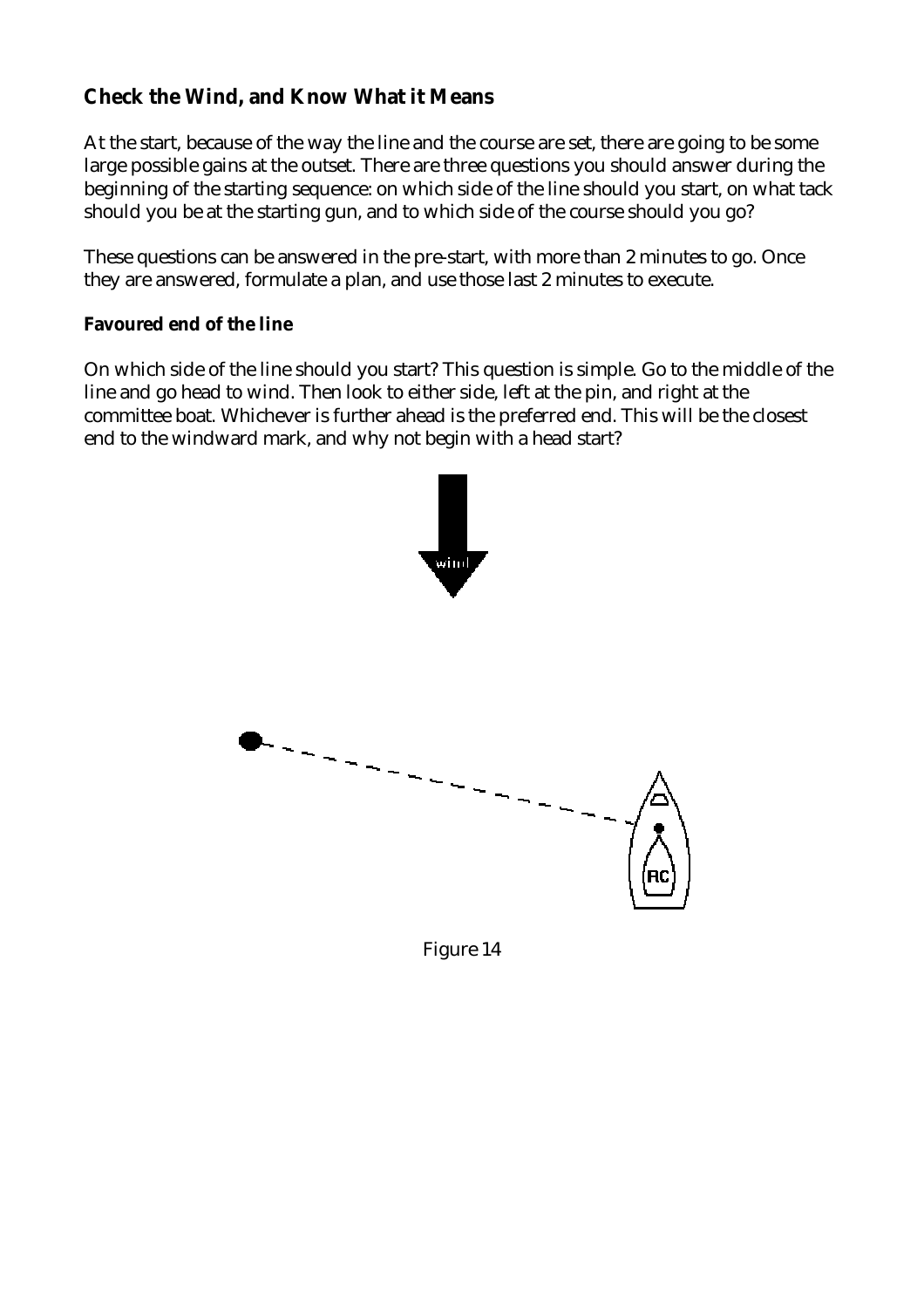## Check the Wind, and Know What it Means

At the start, because of the way the line and the course are set, there are going to be some large possible gains at the outset. There are three questions you should answer during the beginning of the starting sequence: on which side of the line should you start, on what tack should you be at the starting gun, and to which side of the course should you go?

These questions can be answered in the pre-start, with more than 2 minutes to go. Once they are answered, formulate a plan, and use those last 2 minutes to execute.

### Favoured end of the line

On which side of the line should you start? This question is simple. Go to the middle of the line and go head to wind. Then look to either side, left at the pin, and right at the committee boat. Whichever is further ahead is the preferred end. This will be the closest end to the windward mark, and why not begin with a head start?

Figure 14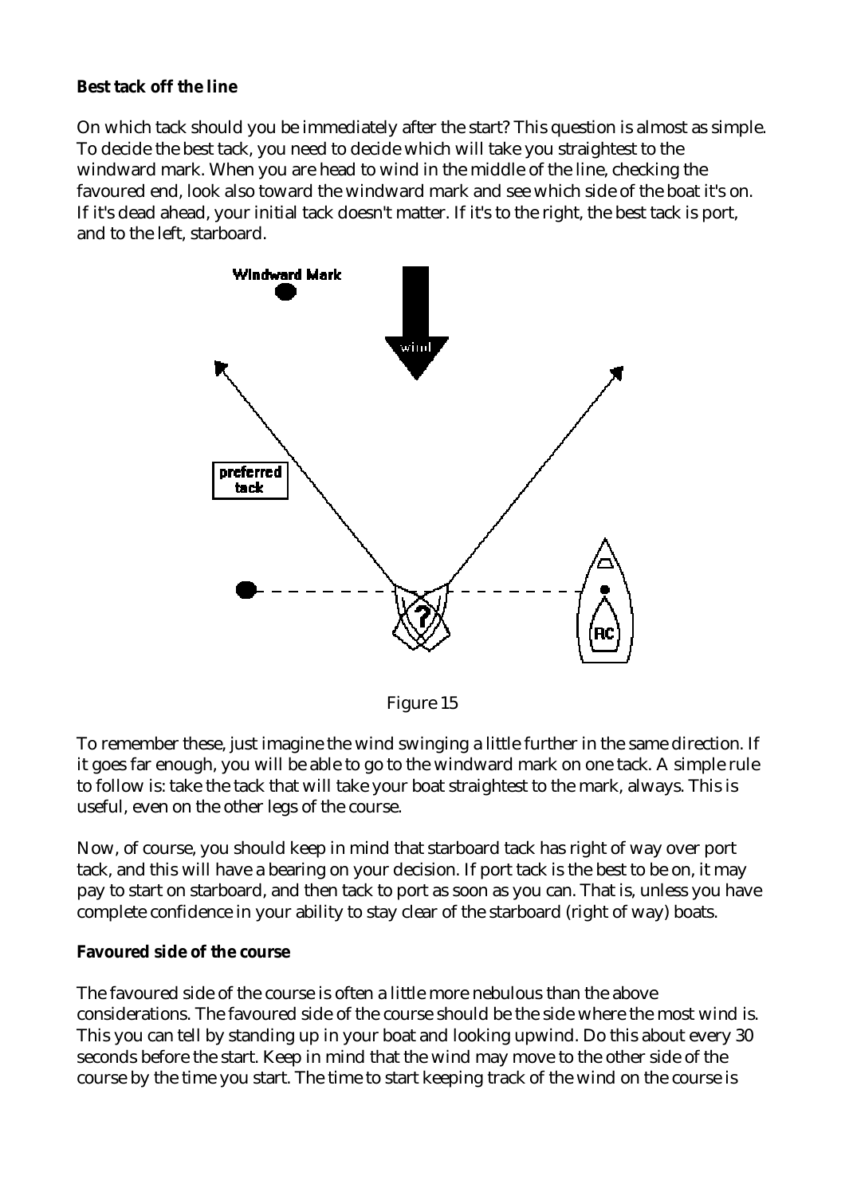**Best tack off the line**

On which tack should you be immediately after the start? This question is almost as simple. To decide the best tack, you need to decide which will take you straightest to the windward mark. When you are head to wind in the middle of the line, checking the favoured end, look also toward the windward mark and see which side of the boat it's on. If it's dead ahead, your initial tack doesn't matter. If it's to the right, the best tack is port, and to the left, starboard.

Figure 15

To remember these, just imagine the wind swinging a little further in the same direction. If it goes far enough, you will be able to go to the windward mark on one tack. A simple rule to follow is: take the tack that will take your boat straightest to the mark, always. This is useful, even on the other legs of the course.

Now, of course, you should keep in mind that starboard tack has right of way over port tack, and this will have a bearing on your decision. If port tack is the best to be on, it may pay to start on starboard, and then tack to port as soon as you can. That is, unless you have complete confidence in your ability to stay clear of the starboard (right of way) boats.

**Favoured side of the course**

The favoured side of the course is often a little more nebulous than the above considerations. The favoured side of the course should be the side where the most wind is. This you can tell by standing up in your boat and looking upwind. Do this about every 30 seconds before the start. Keep in mind that the wind may move to the other side of the course by the time you start. The time to start keeping track of the wind on the course is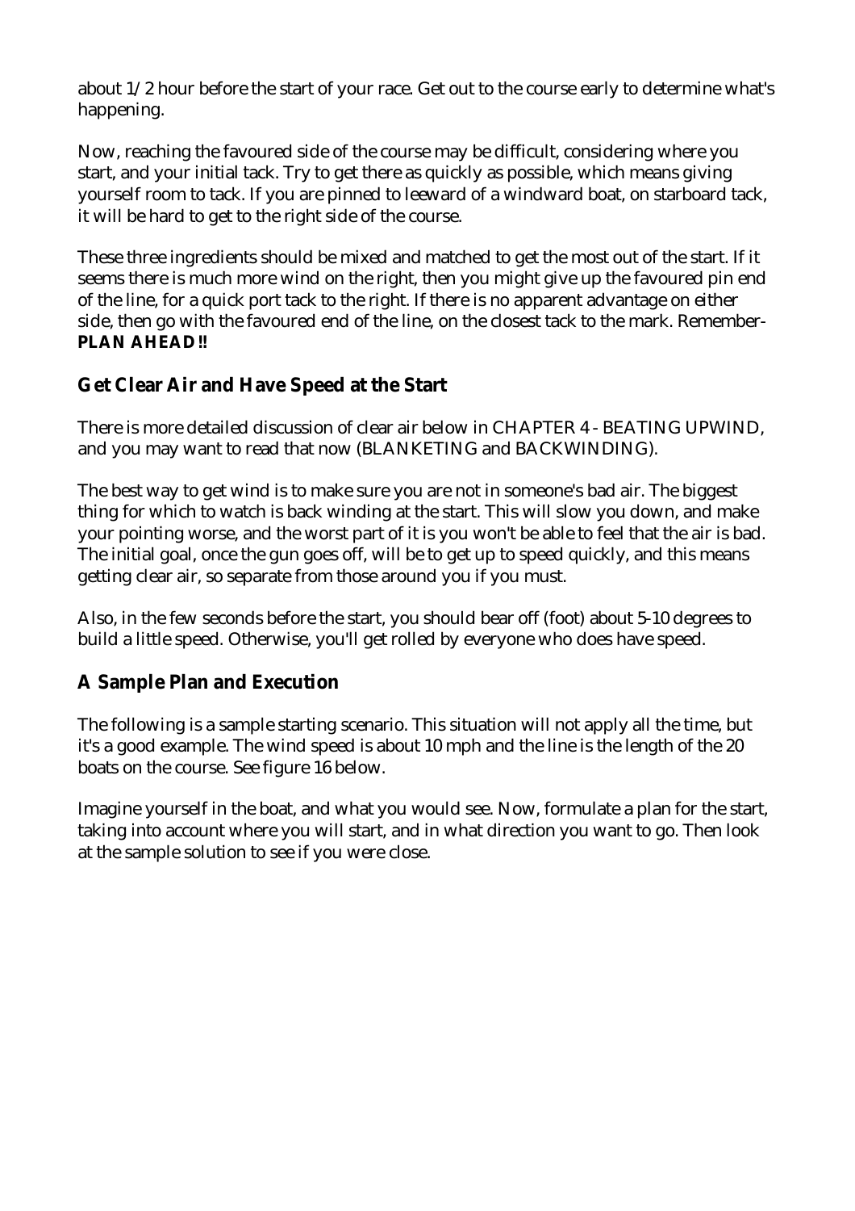about 1/2 hour before the start of your race. Get out to the course early to determine what's happening.

Now, reaching the favoured side of the course may be difficult, considering where you start, and your initial tack. Try to get there as quickly as possible, which means giving yourself room to tack. If you are pinned to leeward of a windward boat, on starboard tack, it will be hard to get to the right side of the course.

These three ingredients should be mixed and matched to get the most out of the start. If it seems there is much more wind on the right, then you might give up the favoured pin end of the line, for a quick port tack to the right. If there is no apparent advantage on either side, then go with the favoured end of the line, on the closest tack to the mark. Remember- **PLAN AHEAD!!**

## Get Clear Air and Have Speed at the Start

There is more detailed discussion of clear air below in CHAPTER 4 - BEATING UPWIND, and you may want to read that now (BLANKETING and BACKWINDING).

The best way to get wind is to make sure you are not in someone's bad air. The biggest thing for which to watch is back winding at the start. This will slow you down, and make your pointing worse, and the worst part of it is you won't be able to feel that the air is bad. The initial goal, once the gun goes off, will be to get up to speed quickly, and this means getting clear air, so separate from those around you if you must.

Also, in the few seconds before the start, you should bear off (foot) about 5-10 degrees to build a little speed. Otherwise, you'll get rolled by everyone who does have speed.

## A Sample Plan and Execution

The following is a sample starting scenario. This situation will not apply all the time, but it's a good example. The wind speed is about 10 mph and the line is the length of the 20 boats on the course. See figure 16 below.

Imagine yourself in the boat, and what you would see. Now, formulate a plan for the start, taking into account where you will start, and in what direction you want to go. Then look at the sample solution to see if you were close.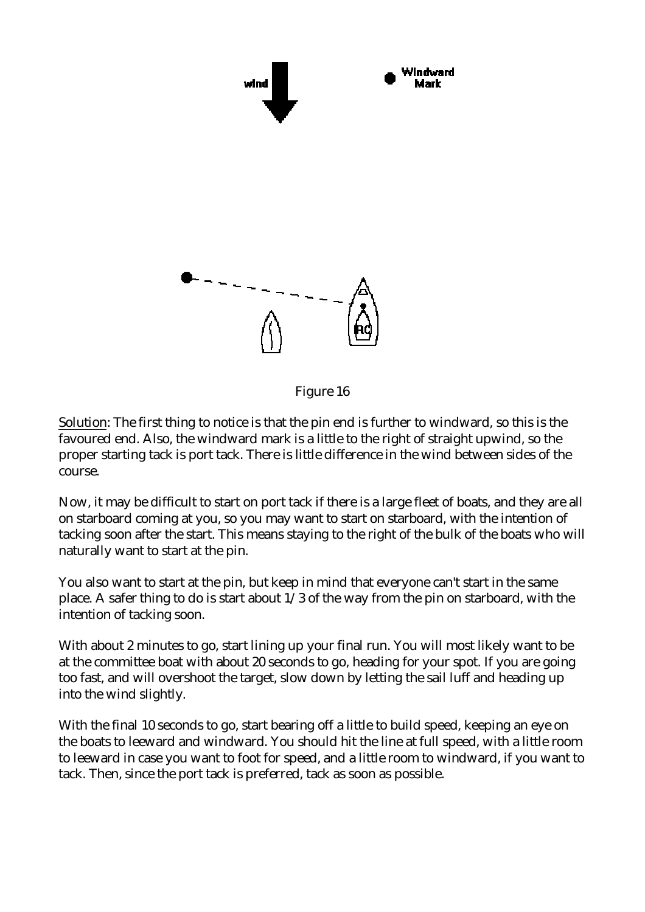Figure 16

<u>Solution</u>: The first thing to notice is that the pin end is further to windward, so this is the favoured end. Also, the windward mark is a little to the right of straight upwind, so the proper starting tack is port tack. There is little difference in the wind between sides of the course.

Now, it may be difficult to start on port tack if there is a large fleet of boats, and they are all on starboard coming at you, so you may want to start on starboard, with the intention of tacking soon after the start. This means staying to the right of the bulk of the boats who will naturally want to start at the pin.

You also want to start at the pin, but keep in mind that everyone can't start in the same place. A safer thing to do is start about 1/3 of the way from the pin on starboard, with the intention of tacking soon.

With about 2 minutes to go, start lining up your final run. You will most likely want to be at the committee boat with about 20 seconds to go, heading for your spot. If you are going too fast, and will overshoot the target, slow down by letting the sail luff and heading up into the wind slightly.

With the final 10 seconds to go, start bearing off a little to build speed, keeping an eye on the boats to leeward and windward. You should hit the line at full speed, with a little room to leeward in case you want to foot for speed, and a little room to windward, if you want to tack. Then, since the port tack is preferred, tack as soon as possible.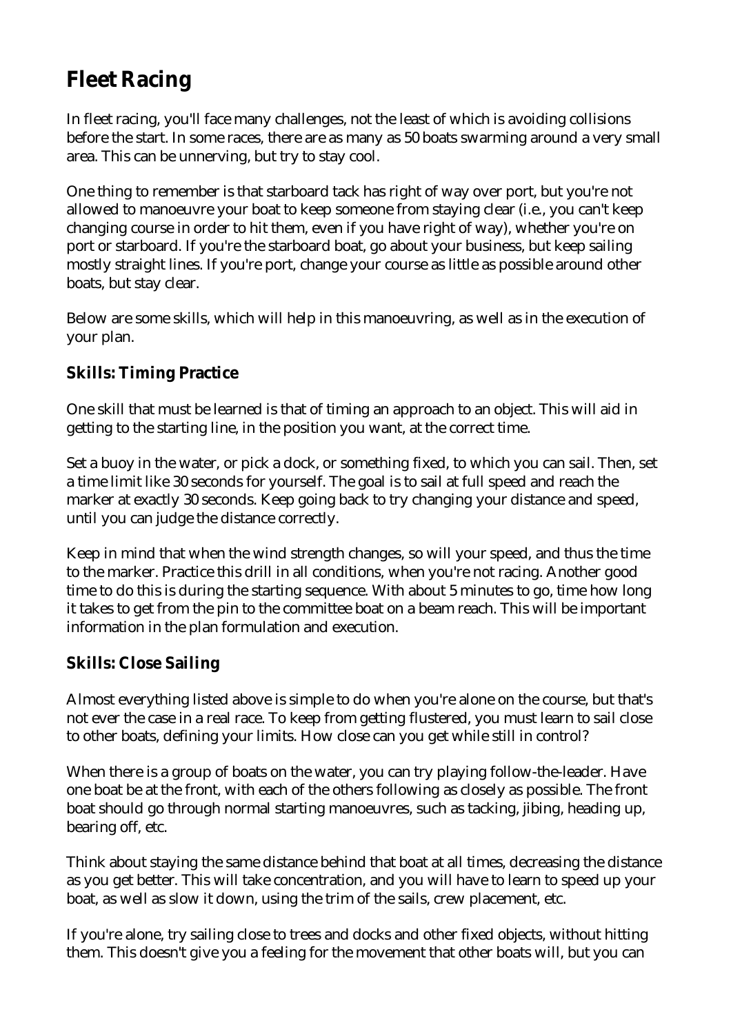# Fleet Racing

In fleet racing, you'll face many challenges, not the least of which is avoiding collisions before the start. In some races, there are as many as 50 boats swarming around a very small area. This can be unnerving, but try to stay cool.

One thing to remember is that starboard tack has right of way over port, but you're not allowed to manoeuvre your boat to keep someone from staying clear (i.e., you can't keep changing course in order to hit them, even if you have right of way), whether you're on port or starboard. If you're the starboard boat, go about your business, but keep sailing mostly straight lines. If you're port, change your course as little as possible around other boats, but stay clear.

Below are some skills, which will help in this manoeuvring, as well as in the execution of your plan.

## Skills: Timing Practice

One skill that must be learned is that of timing an approach to an object. This will aid in getting to the starting line, in the position you want, at the correct time.

Set a buoy in the water, or pick a dock, or something fixed, to which you can sail. Then, set a time limit like 30 seconds for yourself. The goal is to sail at full speed and reach the marker at exactly 30 seconds. Keep going back to try changing your distance and speed, until you can judge the distance correctly.

Keep in mind that when the wind strength changes, so will your speed, and thus the time to the marker. Practice this drill in all conditions, when you're not racing. Another good time to do this is during the starting sequence. With about 5 minutes to go, time how long it takes to get from the pin to the committee boat on a beam reach. This will be important information in the plan formulation and execution.

## Skills: Close Sailing

Almost everything listed above is simple to do when you're alone on the course, but that's not ever the case in a real race. To keep from getting flustered, you must learn to sail close to other boats, defining your limits. How close can you get while still in control?

When there is a group of boats on the water, you can try playing follow-the-leader. Have one boat be at the front, with each of the others following as closely as possible. The front boat should go through normal starting manoeuvres, such as tacking, jibing, heading up, bearing off, etc.

Think about staying the same distance behind that boat at all times, decreasing the distance as you get better. This will take concentration, and you will have to learn to speed up your boat, as well as slow it down, using the trim of the sails, crew placement, etc.

If you're alone, try sailing close to trees and docks and other fixed objects, without hitting them. This doesn't give you a feeling for the movement that other boats will, but you can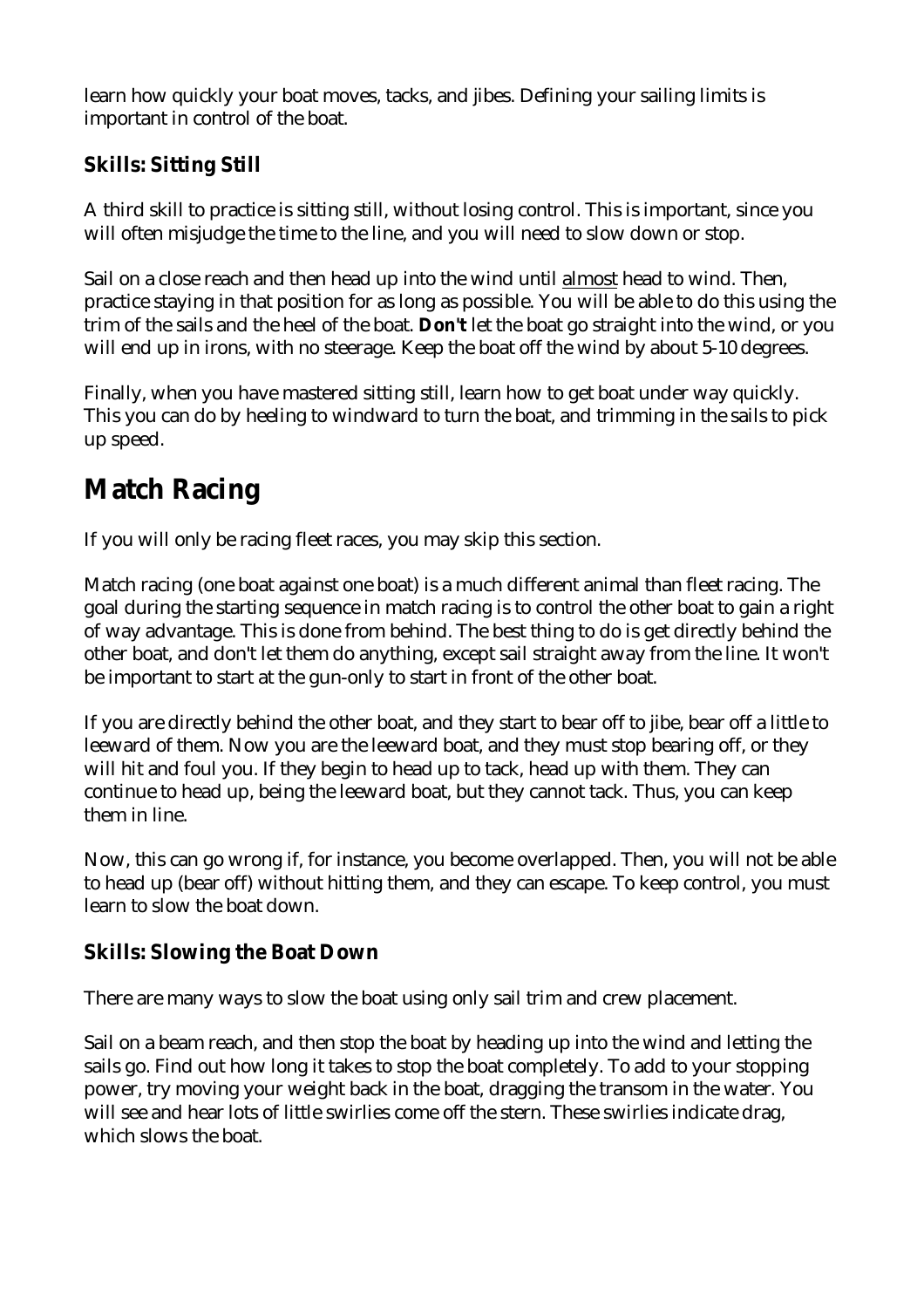learn how quickly your boat moves, tacks, and jibes. Defining your sailing limits is important in control of the boat.

### Skills: Sitting Still

A third skill to practice is sitting still, without losing control. This is important, since you will often misjudge the time to the line, and you will need to slow down or stop.

Sail on a close reach and then head up into the wind until <u>almost</u> head to wind. Then, practice staying in that position for as long as possible. You will be able to do this using the trim of the sails and the heel of the boat. **Don't** let the boat go straight into the wind, or you will end up in irons, with no steerage. Keep the boat off the wind by about 5-10 degrees.

Finally, when you have mastered sitting still, learn how to get boat under way quickly. This you can do by heeling to windward to turn the boat, and trimming in the sails to pick up speed.

## Match Racing

If you will only be racing fleet races, you may skip this section.

Match racing (one boat against one boat) is a much different animal than fleet racing. The goal during the starting sequence in match racing is to control the other boat to gain a right of way advantage. This is done from behind. The best thing to do is get directly behind the other boat, and don't let them do anything, except sail straight away from the line. It won't be important to start at the gun-only to start in front of the other boat.

If you are directly behind the other boat, and they start to bear off to jibe, bear off a little to leeward of them. Now you are the leeward boat, and they must stop bearing off, or they will hit and foul you. If they begin to head up to tack, head up with them. They can continue to head up, being the leeward boat, but they cannot tack. Thus, you can keep them in line.

Now, this can go wrong if, for instance, you become overlapped. Then, you will not be able to head up (bear off) without hitting them, and they can escape. To keep control, you must learn to slow the boat down.

### Skills: Slowing the Boat Down

There are many ways to slow the boat using only sail trim and crew placement.

Sail on a beam reach, and then stop the boat by heading up into the wind and letting the sails go. Find out how long it takes to stop the boat completely. To add to your stopping power, try moving your weight back in the boat, dragging the transom in the water. You will see and hear lots of little swirlies come off the stern. These swirlies indicate drag, which slows the boat.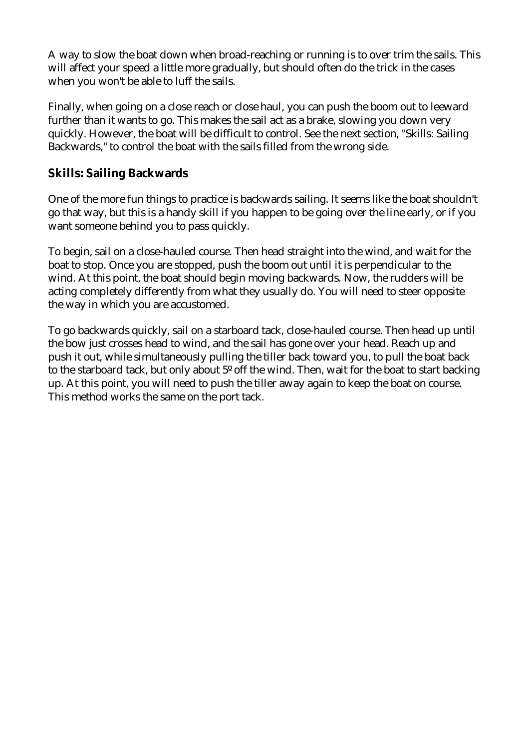A way to slow the boat down when broad-reaching or running is to over trim the sails. This will affect your speed a little more gradually, but should often do the trick in the cases when you won't be able to luff the sails.

Finally, when going on a close reach or close haul, you can push the boom out to leeward further than it wants to go. This makes the sail act as a brake, slowing you down very quickly. However, the boat will be difficult to control. See the next section, "Skills: Sailing Backwards," to control the boat with the sails filled from the wrong side.

## Skills: Sailing Backwards

One of the more fun things to practice is backwards sailing. It seems like the boat shouldn't go that way, but this is a handy skill if you happen to be going over the line early, or if you want someone behind you to pass quickly.

To begin, sail on a close-hauled course. Then head straight into the wind, and wait for the boat to stop. Once you are stopped, push the boom out until it is perpendicular to the wind. At this point, the boat should begin moving backwards. Now, the rudders will be acting completely differently from what they usually do. You will need to steer opposite the way in which you are accustomed.

To go backwards quickly, sail on a starboard tack, close-hauled course. Then head up until the bow just crosses head to wind, and the sail has gone over your head. Reach up and push it out, while simultaneously pulling the tiller back toward you, to pull the boat back to the starboard tack, but only about 5º off the wind. Then, wait for the boat to start backing up. At this point, you will need to push the tiller away again to keep the boat on course. This method works the same on the port tack.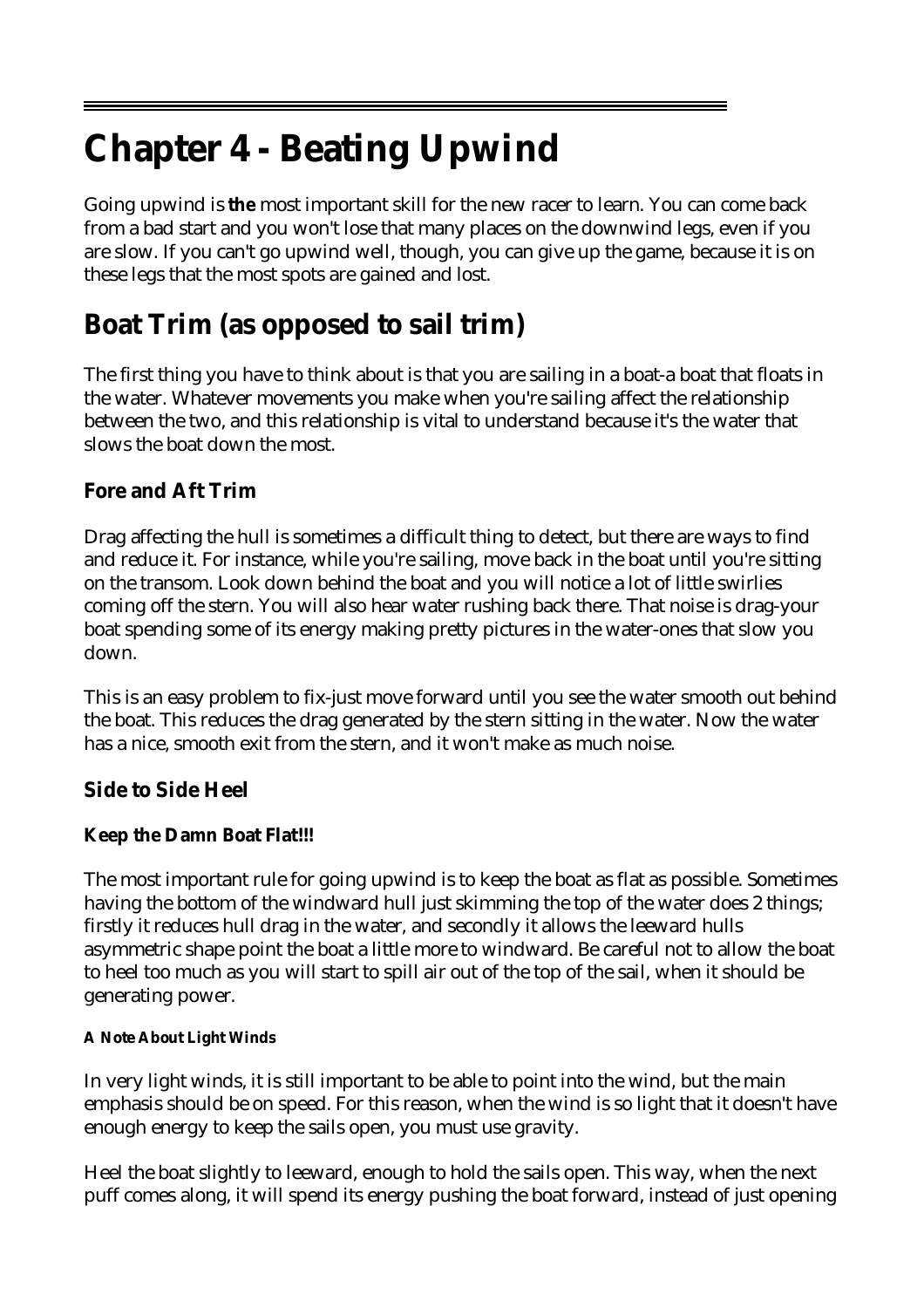# Chapter 4 - Beating Upwind

Going upwind is **the** most important skill for the new racer to learn. You can come back from a bad start and you won't lose that many places on the downwind legs, even if you are slow. If you can't go upwind well, though, you can give up the game, because it is on these legs that the most spots are gained and lost.

## Boat Trim (as opposed to sail trim)

The first thing you have to think about is that you are sailing in a boat-a boat that floats in the water. Whatever movements you make when you're sailing affect the relationship between the two, and this relationship is vital to understand because it's the water that slows the boat down the most.

### Fore and Aft Trim

Drag affecting the hull is sometimes a difficult thing to detect, but there are ways to find and reduce it. For instance, while you're sailing, move back in the boat until you're sitting on the transom. Look down behind the boat and you will notice a lot of little swirlies coming off the stern. You will also hear water rushing back there. That noise is drag-your boat spending some of its energy making pretty pictures in the water-ones that slow you down.

This is an easy problem to fix-just move forward until you see the water smooth out behind the boat. This reduces the drag generated by the stern sitting in the water. Now the water has a nice, smooth exit from the stern, and it won't make as much noise.

### Side to Side Heel

#### Keep the Damn Boat Flat!!!

The most important rule for going upwind is to keep the boat as flat as possible. Sometimes having the bottom of the windward hull just skimming the top of the water does 2 things; firstly it reduces hull drag in the water, and secondly it allows the leeward hulls asymmetric shape point the boat a little more to windward. Be careful not to allow the boat to heel too much as you will start to spill air out of the top of the sail, when it should be generating power.

##### A Note About Light Winds

In very light winds, it is still important to be able to point into the wind, but the main emphasis should be on speed. For this reason, when the wind is so light that it doesn't have enough energy to keep the sails open, you must use gravity.

Heel the boat slightly to leeward, enough to hold the sails open. This way, when the next puff comes along, it will spend its energy pushing the boat forward, instead of just opening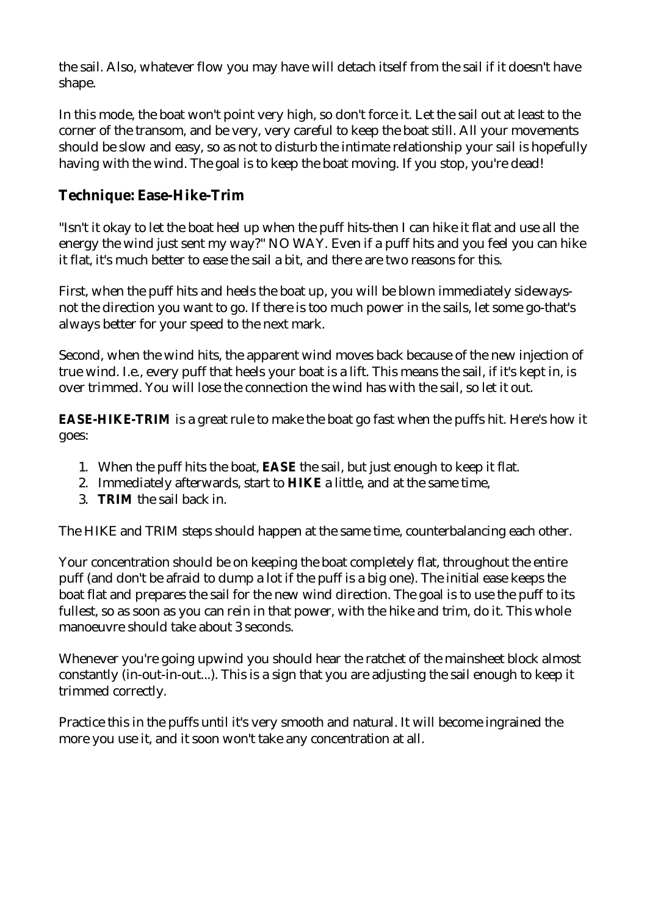the sail. Also, whatever flow you may have will detach itself from the sail if it doesn't have shape.

In this mode, the boat won't point very high, so don't force it. Let the sail out at least to the corner of the transom, and be very, very careful to keep the boat still. All your movements should be slow and easy, so as not to disturb the intimate relationship your sail is hopefully having with the wind. The goal is to keep the boat moving. If you stop, you're dead!

## Technique: Ease-Hike-Trim

"Isn't it okay to let the boat heel up when the puff hits-then I can hike it flat and use all the energy the wind just sent my way?" NO WAY. Even if a puff hits and you feel you can hike it flat, it's much better to ease the sail a bit, and there are two reasons for this.

First, when the puff hits and heels the boat up, you will be blown immediately sideways-not the direction you want to go. If there is too much power in the sails, let some go-that's always better for your speed to the next mark.

Second, when the wind hits, the apparent wind moves back because of the new injection of true wind. I.e., every puff that heels your boat is a lift. This means the sail, if it's kept in, is over trimmed. You will lose the connection the wind has with the sail, so let it out.

**EASE-HIKE-TRIM** is a great rule to make the boat go fast when the puffs hit. Here's how it goes:

1. When the puff hits the boat, **EASE** the sail, but just enough to keep it flat.
2. Immediately afterwards, start to **HIKE** a little, and at the same time,
3. **TRIM** the sail back in.

The HIKE and TRIM steps should happen at the same time, counterbalancing each other.

Your concentration should be on keeping the boat completely flat, throughout the entire puff (and don't be afraid to dump a lot if the puff is a big one). The initial ease keeps the boat flat and prepares the sail for the new wind direction. The goal is to use the puff to its fullest, so as soon as you can rein in that power, with the hike and trim, do it. This whole manoeuvre should take about 3 seconds.

Whenever you're going upwind you should hear the ratchet of the mainsheet block almost constantly (in-out-in-out...). This is a sign that you are adjusting the sail enough to keep it trimmed correctly.

Practice this in the puffs until it's very smooth and natural. It will become ingrained the more you use it, and it soon won't take any concentration at all.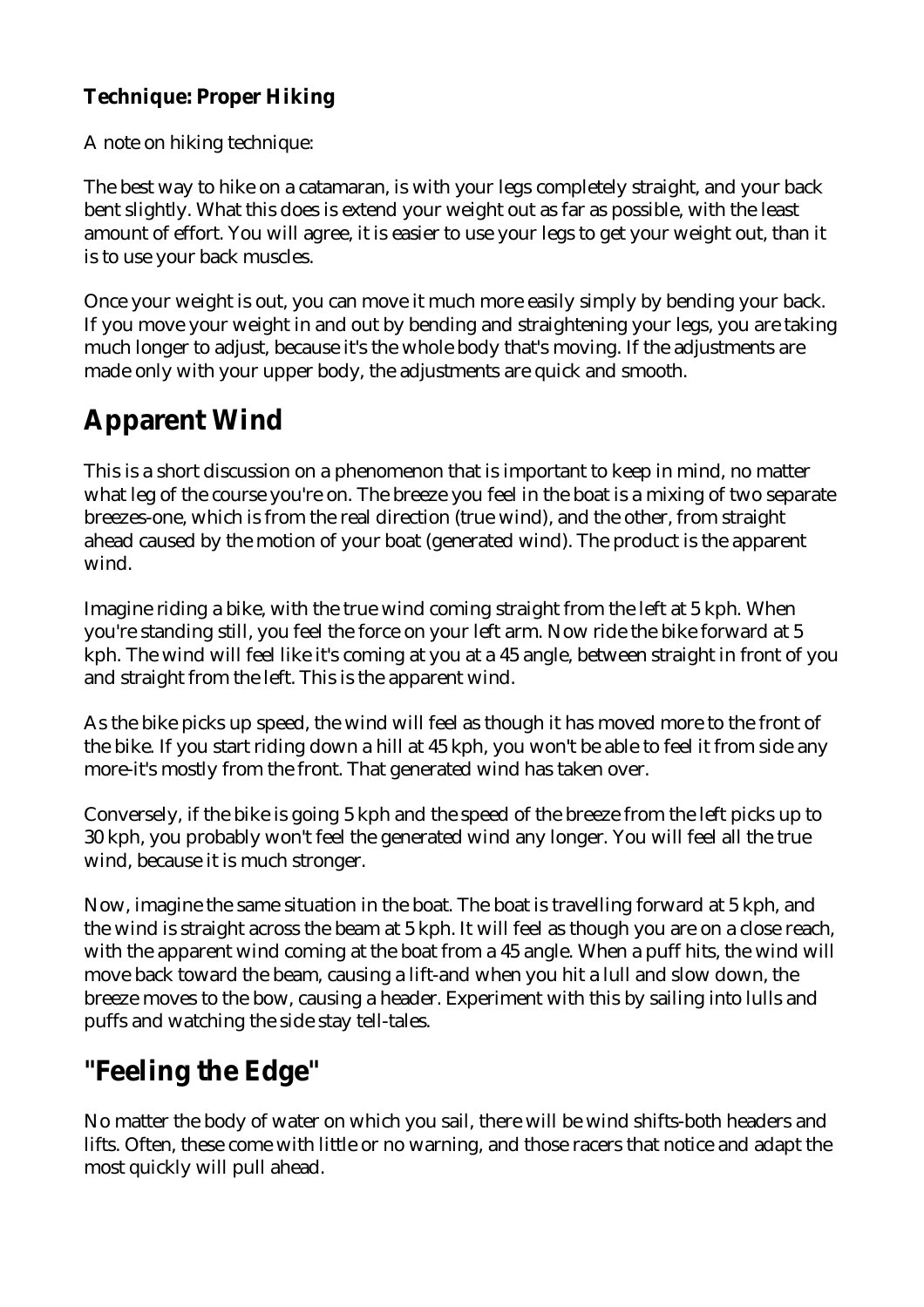### Technique: Proper Hiking

A note on hiking technique:

The best way to hike on a catamaran, is with your legs completely straight, and your back bent slightly. What this does is extend your weight out as far as possible, with the least amount of effort. You will agree, it is easier to use your legs to get your weight out, than it is to use your back muscles.

Once your weight is out, you can move it much more easily simply by bending your back. If you move your weight in and out by bending and straightening your legs, you are taking much longer to adjust, because it's the whole body that's moving. If the adjustments are made only with your upper body, the adjustments are quick and smooth.

## Apparent Wind

This is a short discussion on a phenomenon that is important to keep in mind, no matter what leg of the course you're on. The breeze you feel in the boat is a mixing of two separate breezes-one, which is from the real direction (true wind), and the other, from straight ahead caused by the motion of your boat (generated wind). The product is the apparent wind.

Imagine riding a bike, with the true wind coming straight from the left at 5 kph. When you're standing still, you feel the force on your left arm. Now ride the bike forward at 5 kph. The wind will feel like it's coming at you at a 45 angle, between straight in front of you and straight from the left. This is the apparent wind.

As the bike picks up speed, the wind will feel as though it has moved more to the front of the bike. If you start riding down a hill at 45 kph, you won't be able to feel it from side any more-it's mostly from the front. That generated wind has taken over.

Conversely, if the bike is going 5 kph and the speed of the breeze from the left picks up to 30 kph, you probably won't feel the generated wind any longer. You will feel all the true wind, because it is much stronger.

Now, imagine the same situation in the boat. The boat is travelling forward at 5 kph, and the wind is straight across the beam at 5 kph. It will feel as though you are on a close reach, with the apparent wind coming at the boat from a 45 angle. When a puff hits, the wind will move back toward the beam, causing a lift-and when you hit a lull and slow down, the breeze moves to the bow, causing a header. Experiment with this by sailing into lulls and puffs and watching the side stay tell-tales.

## "Feeling the Edge"

No matter the body of water on which you sail, there will be wind shifts-both headers and lifts. Often, these come with little or no warning, and those racers that notice and adapt the most quickly will pull ahead.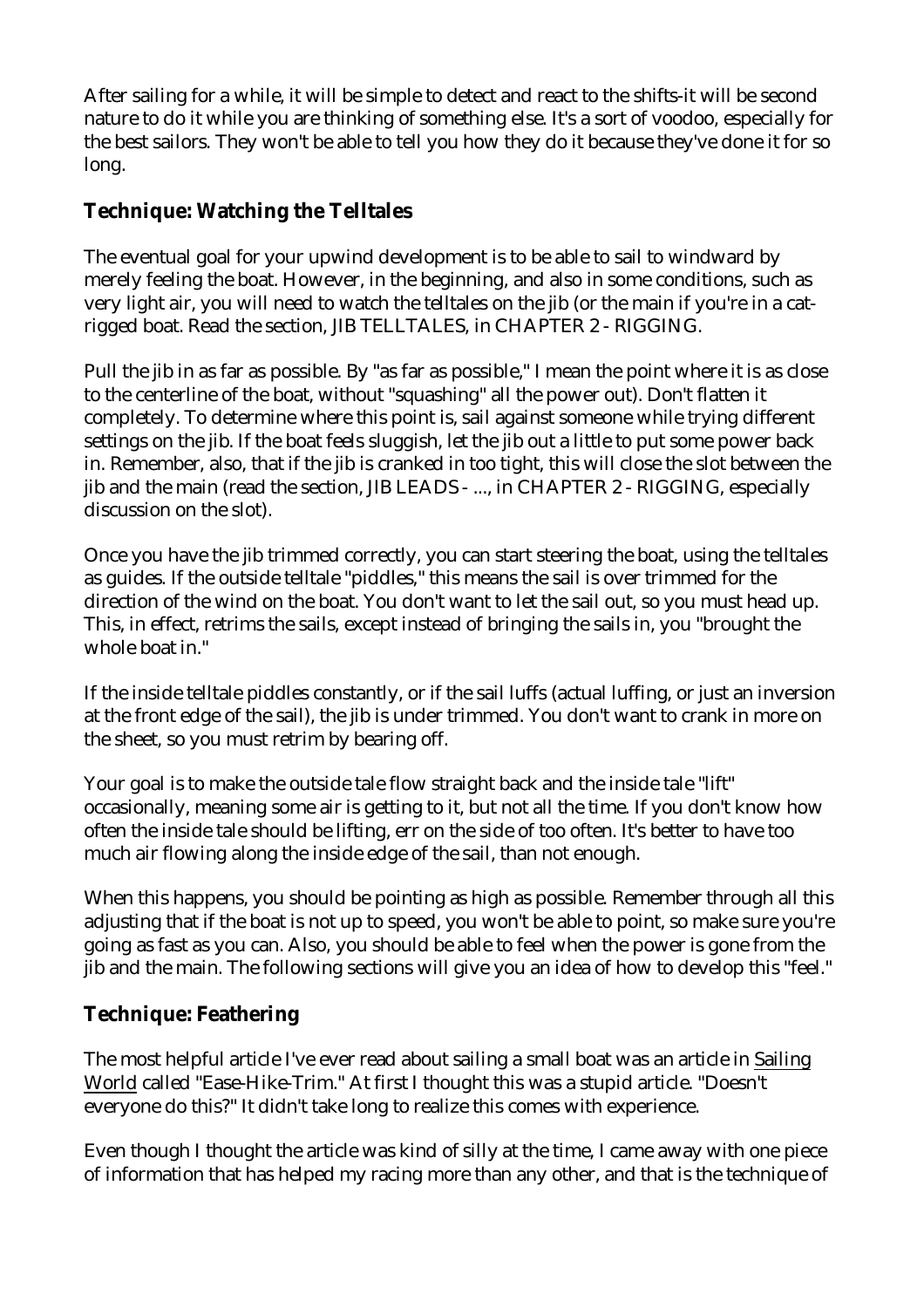After sailing for a while, it will be simple to detect and react to the shifts-it will be second nature to do it while you are thinking of something else. It's a sort of voodoo, especially for the best sailors. They won't be able to tell you how they do it because they've done it for so long.

## Technique: Watching the Telltales

The eventual goal for your upwind development is to be able to sail to windward by merely feeling the boat. However, in the beginning, and also in some conditions, such as very light air, you will need to watch the telltales on the jib (or the main if you're in a cat-rigged boat. Read the section, JIB TELLTALES, in CHAPTER 2 - RIGGING.

Pull the jib in as far as possible. By "as far as possible," I mean the point where it is as close to the centerline of the boat, without "squashing" all the power out). Don't flatten it completely. To determine where this point is, sail against someone while trying different settings on the jib. If the boat feels sluggish, let the jib out a little to put some power back in. Remember, also, that if the jib is cranked in too tight, this will close the slot between the jib and the main (read the section, JIB LEADS - ..., in CHAPTER 2 - RIGGING, especially discussion on the slot).

Once you have the jib trimmed correctly, you can start steering the boat, using the telltales as guides. If the outside telltale "piddles," this means the sail is over trimmed for the direction of the wind on the boat. You don't want to let the sail out, so you must head up. This, in effect, retrims the sails, except instead of bringing the sails in, you "brought the whole boat in."

If the inside telltale piddles constantly, or if the sail luffs (actual luffing, or just an inversion at the front edge of the sail), the jib is under trimmed. You don't want to crank in more on the sheet, so you must retrim by bearing off.

Your goal is to make the outside tale flow straight back and the inside tale "lift" occasionally, meaning some air is getting to it, but not all the time. If you don't know how often the inside tale should be lifting, err on the side of too often. It's better to have too much air flowing along the inside edge of the sail, than not enough.

When this happens, you should be pointing as high as possible. Remember through all this adjusting that if the boat is not up to speed, you won't be able to point, so make sure you're going as fast as you can. Also, you should be able to feel when the power is gone from the jib and the main. The following sections will give you an idea of how to develop this "feel."

## Technique: Feathering

The most helpful article I've ever read about sailing a small boat was an article in Sailing World called "Ease-Hike-Trim." At first I thought this was a stupid article. "Doesn't everyone do this?" It didn't take long to realize this comes with experience.

Even though I thought the article was kind of silly at the time, I came away with one piece of information that has helped my racing more than any other, and that is the technique of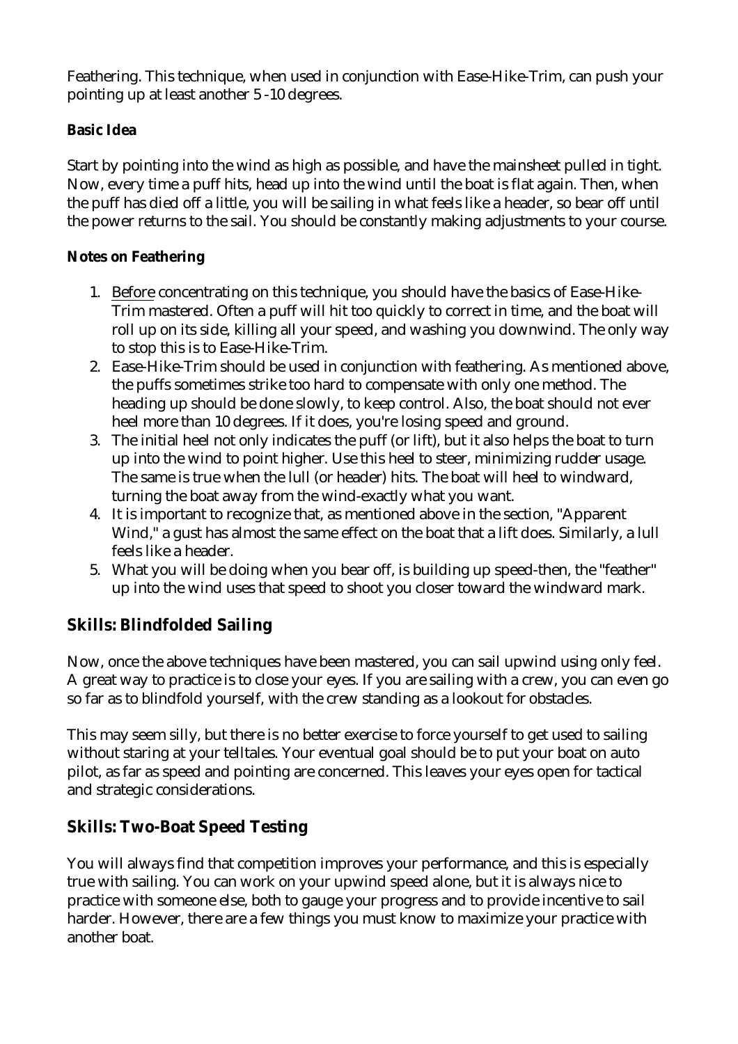Feathering. This technique, when used in conjunction with Ease-Hike-Trim, can push your pointing up at least another 5 -10 degrees.

**Basic Idea**

Start by pointing into the wind as high as possible, and have the mainsheet pulled in tight. Now, every time a puff hits, head up into the wind until the boat is flat again. Then, when the puff has died off a little, you will be sailing in what feels like a header, so bear off until the power returns to the sail. You should be constantly making adjustments to your course.

**Notes on Feathering**

1. Before concentrating on this technique, you should have the basics of Ease-Hike-Trim mastered. Often a puff will hit too quickly to correct in time, and the boat will roll up on its side, killing all your speed, and washing you downwind. The only way to stop this is to Ease-Hike-Trim.
2. Ease-Hike-Trim should be used in conjunction with feathering. As mentioned above, the puffs sometimes strike too hard to compensate with only one method. The heading up should be done slowly, to keep control. Also, the boat should not ever heel more than 10 degrees. If it does, you're losing speed and ground.
3. The initial heel not only indicates the puff (or lift), but it also helps the boat to turn up into the wind to point higher. Use this heel to steer, minimizing rudder usage. The same is true when the lull (or header) hits. The boat will heel to windward, turning the boat away from the wind-exactly what you want.
4. It is important to recognize that, as mentioned above in the section, "Apparent Wind," a gust has almost the same effect on the boat that a lift does. Similarly, a lull feels like a header.
5. What you will be doing when you bear off, is building up speed-then, the "feather" up into the wind uses that speed to shoot you closer toward the windward mark.

## Skills: Blindfolded Sailing

Now, once the above techniques have been mastered, you can sail upwind using only feel. A great way to practice is to close your eyes. If you are sailing with a crew, you can even go so far as to blindfold yourself, with the crew standing as a lookout for obstacles.

This may seem silly, but there is no better exercise to force yourself to get used to sailing without staring at your telltales. Your eventual goal should be to put your boat on auto pilot, as far as speed and pointing are concerned. This leaves your eyes open for tactical and strategic considerations.

## Skills: Two-Boat Speed Testing

You will always find that competition improves your performance, and this is especially true with sailing. You can work on your upwind speed alone, but it is always nice to practice with someone else, both to gauge your progress and to provide incentive to sail harder. However, there are a few things you must know to maximize your practice with another boat.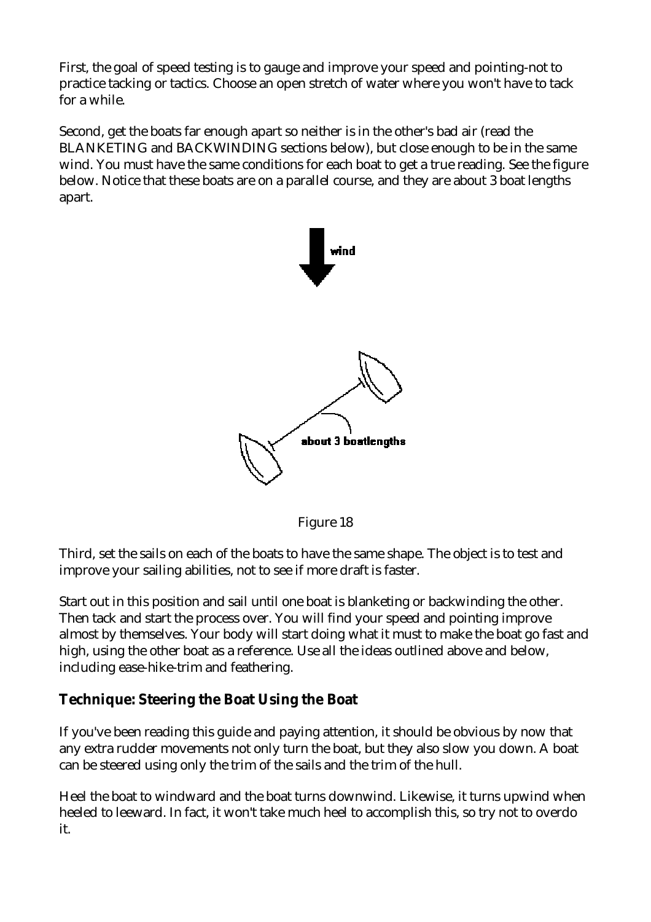First, the goal of speed testing is to gauge and improve your speed and pointing-not to practice tacking or tactics. Choose an open stretch of water where you won't have to tack for a while.

Second, get the boats far enough apart so neither is in the other's bad air (read the BLANKETING and BACKWINDING sections below), but close enough to be in the same wind. You must have the same conditions for each boat to get a true reading. See the figure below. Notice that these boats are on a parallel course, and they are about 3 boat lengths apart.

Figure 18

Third, set the sails on each of the boats to have the same shape. The object is to test and improve your sailing abilities, not to see if more draft is faster.

Start out in this position and sail until one boat is blanketing or backwinding the other. Then tack and start the process over. You will find your speed and pointing improve almost by themselves. Your body will start doing what it must to make the boat go fast and high, using the other boat as a reference. Use all the ideas outlined above and below, including ease-hike-trim and feathering.

### Technique: Steering the Boat Using the Boat

If you've been reading this guide and paying attention, it should be obvious by now that any extra rudder movements not only turn the boat, but they also slow you down. A boat can be steered using only the trim of the sails and the trim of the hull.

Heel the boat to windward and the boat turns downwind. Likewise, it turns upwind when heeled to leeward. In fact, it won't take much heel to accomplish this, so try not to overdo it.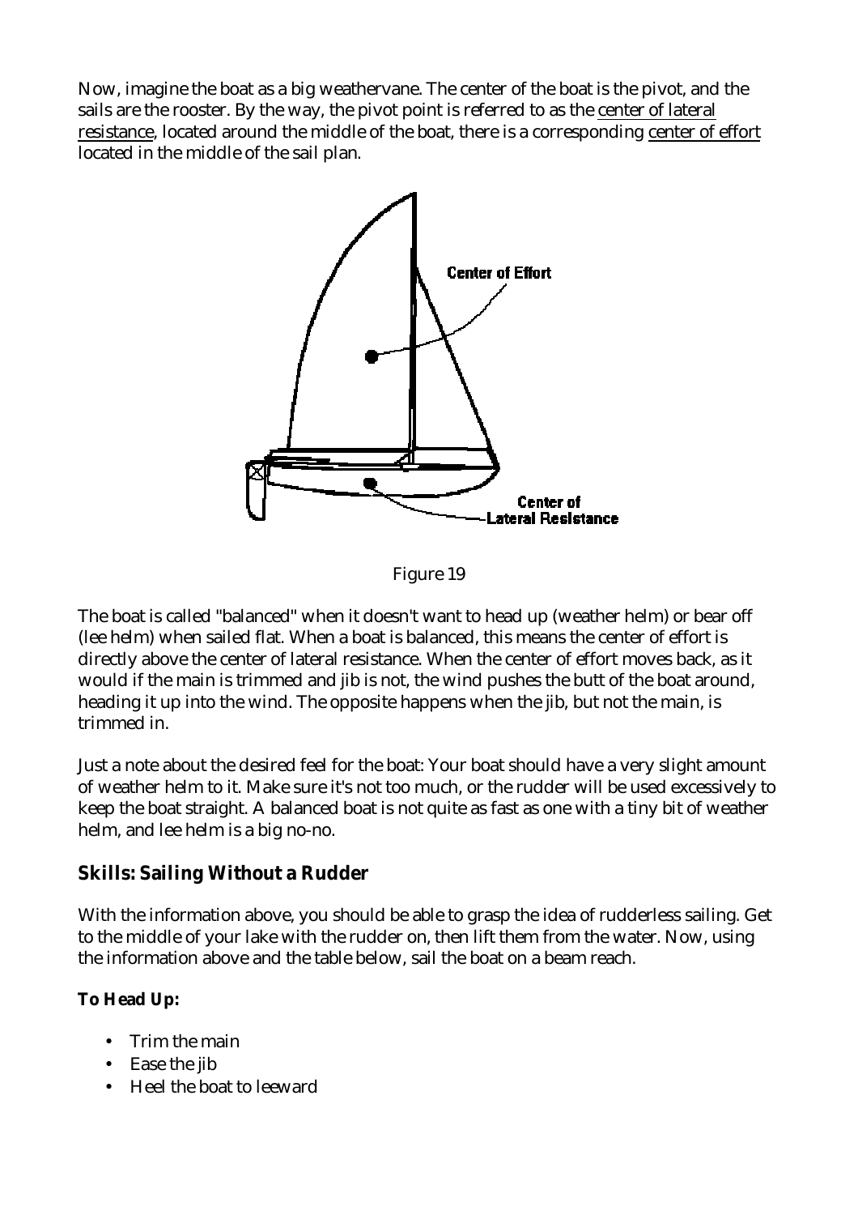Now, imagine the boat as a big weathervane. The center of the boat is the pivot, and the sails are the rooster. By the way, the pivot point is referred to as the center of lateral resistance, located around the middle of the boat, there is a corresponding center of effort located in the middle of the sail plan.

Figure 19

The boat is called "balanced" when it doesn't want to head up (weather helm) or bear off (lee helm) when sailed flat. When a boat is balanced, this means the center of effort is directly above the center of lateral resistance. When the center of effort moves back, as it would if the main is trimmed and jib is not, the wind pushes the butt of the boat around, heading it up into the wind. The opposite happens when the jib, but not the main, is trimmed in.

Just a note about the desired feel for the boat: Your boat should have a very slight amount of weather helm to it. Make sure it's not too much, or the rudder will be used excessively to keep the boat straight. A balanced boat is not quite as fast as one with a tiny bit of weather helm, and lee helm is a big no-no.

## Skills: Sailing Without a Rudder

With the information above, you should be able to grasp the idea of rudderless sailing. Get to the middle of your lake with the rudder on, then lift them from the water. Now, using the information above and the table below, sail the boat on a beam reach.

**To Head Up:**

- Trim the main
- Ease the jib
- Heel the boat to leeward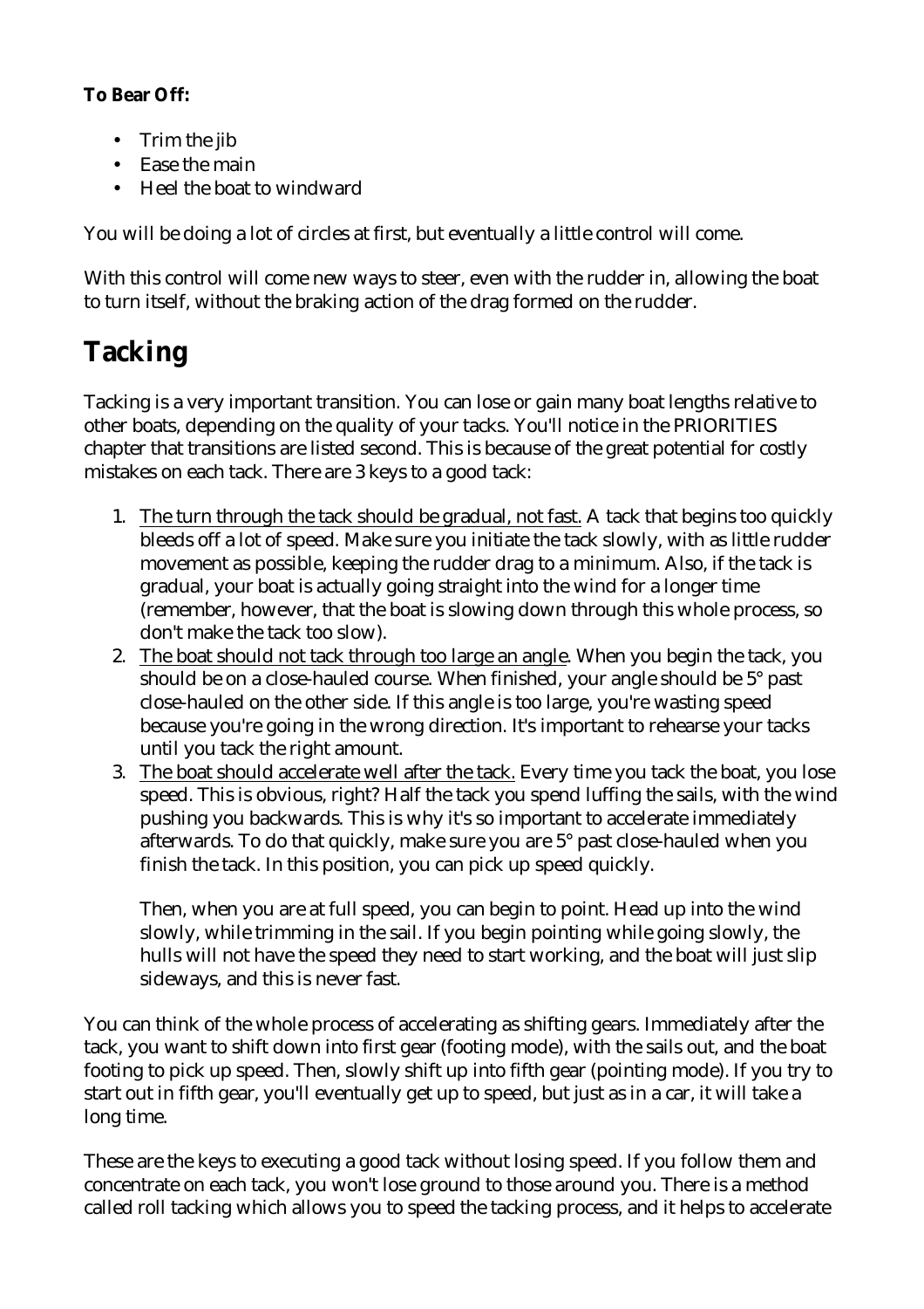**To Bear Off:**

- Trim the jib
- Ease the main
- Heel the boat to windward

You will be doing a lot of circles at first, but eventually a little control will come.

With this control will come new ways to steer, even with the rudder in, allowing the boat to turn itself, without the braking action of the drag formed on the rudder.

# Tacking

Tacking is a very important transition. You can lose or gain many boat lengths relative to other boats, depending on the quality of your tacks. You'll notice in the PRIORITIES chapter that transitions are listed second. This is because of the great potential for costly mistakes on each tack. There are 3 keys to a good tack:

1. The turn through the tack should be gradual, not fast. A tack that begins too quickly bleeds off a lot of speed. Make sure you initiate the tack slowly, with as little rudder movement as possible, keeping the rudder drag to a minimum. Also, if the tack is gradual, your boat is actually going straight into the wind for a longer time (remember, however, that the boat is slowing down through this whole process, so don't make the tack too slow).
2. The boat should not tack through too large an angle. When you begin the tack, you should be on a close-hauled course. When finished, your angle should be 5° past close-hauled on the other side. If this angle is too large, you're wasting speed because you're going in the wrong direction. It's important to rehearse your tacks until you tack the right amount.
3. The boat should accelerate well after the tack. Every time you tack the boat, you lose speed. This is obvious, right? Half the tack you spend luffing the sails, with the wind pushing you backwards. This is why it's so important to accelerate immediately afterwards. To do that quickly, make sure you are 5° past close-hauled when you finish the tack. In this position, you can pick up speed quickly.

   Then, when you are at full speed, you can begin to point. Head up into the wind slowly, while trimming in the sail. If you begin pointing while going slowly, the hulls will not have the speed they need to start working, and the boat will just slip sideways, and this is never fast.

You can think of the whole process of accelerating as shifting gears. Immediately after the tack, you want to shift down into first gear (footing mode), with the sails out, and the boat footing to pick up speed. Then, slowly shift up into fifth gear (pointing mode). If you try to start out in fifth gear, you'll eventually get up to speed, but just as in a car, it will take a long time.

These are the keys to executing a good tack without losing speed. If you follow them and concentrate on each tack, you won't lose ground to those around you. There is a method called roll tacking which allows you to speed the tacking process, and it helps to accelerate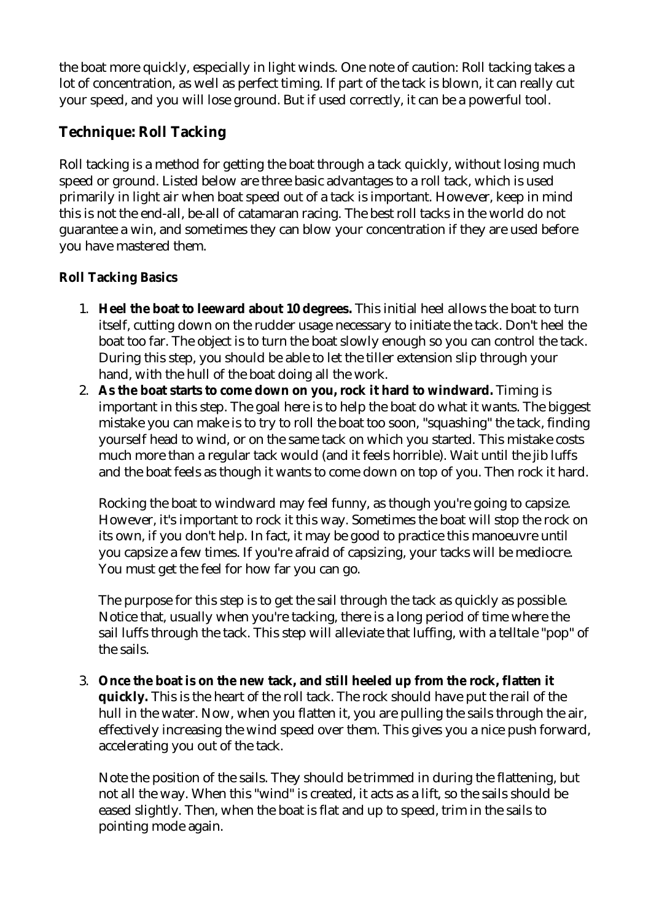the boat more quickly, especially in light winds. One note of caution: Roll tacking takes a lot of concentration, as well as perfect timing. If part of the tack is blown, it can really cut your speed, and you will lose ground. But if used correctly, it can be a powerful tool.

## Technique: Roll Tacking

Roll tacking is a method for getting the boat through a tack quickly, without losing much speed or ground. Listed below are three basic advantages to a roll tack, which is used primarily in light air when boat speed out of a tack is important. However, keep in mind this is not the end-all, be-all of catamaran racing. The best roll tacks in the world do not guarantee a win, and sometimes they can blow your concentration if they are used before you have mastered them.

### Roll Tacking Basics

1. **Heel the boat to leeward about 10 degrees.** This initial heel allows the boat to turn itself, cutting down on the rudder usage necessary to initiate the tack. Don't heel the boat too far. The object is to turn the boat slowly enough so you can control the tack. During this step, you should be able to let the tiller extension slip through your hand, with the hull of the boat doing all the work.
2. **As the boat starts to come down on you, rock it hard to windward.** Timing is important in this step. The goal here is to help the boat do what it wants. The biggest mistake you can make is to try to roll the boat too soon, "squashing" the tack, finding yourself head to wind, or on the same tack on which you started. This mistake costs much more than a regular tack would (and it feels horrible). Wait until the jib luffs and the boat feels as though it wants to come down on top of you. Then rock it hard.

   Rocking the boat to windward may feel funny, as though you're going to capsize. However, it's important to rock it this way. Sometimes the boat will stop the rock on its own, if you don't help. In fact, it may be good to practice this manoeuvre until you capsize a few times. If you're afraid of capsizing, your tacks will be mediocre. You must get the feel for how far you can go.

   The purpose for this step is to get the sail through the tack as quickly as possible. Notice that, usually when you're tacking, there is a long period of time where the sail luffs through the tack. This step will alleviate that luffing, with a telltale "pop" of the sails.

3. **Once the boat is on the new tack, and still heeled up from the rock, flatten it quickly.** This is the heart of the roll tack. The rock should have put the rail of the hull in the water. Now, when you flatten it, you are pulling the sails through the air, effectively increasing the wind speed over them. This gives you a nice push forward, accelerating you out of the tack.

   Note the position of the sails. They should be trimmed in during the flattening, but not all the way. When this "wind" is created, it acts as a lift, so the sails should be eased slightly. Then, when the boat is flat and up to speed, trim in the sails to pointing mode again.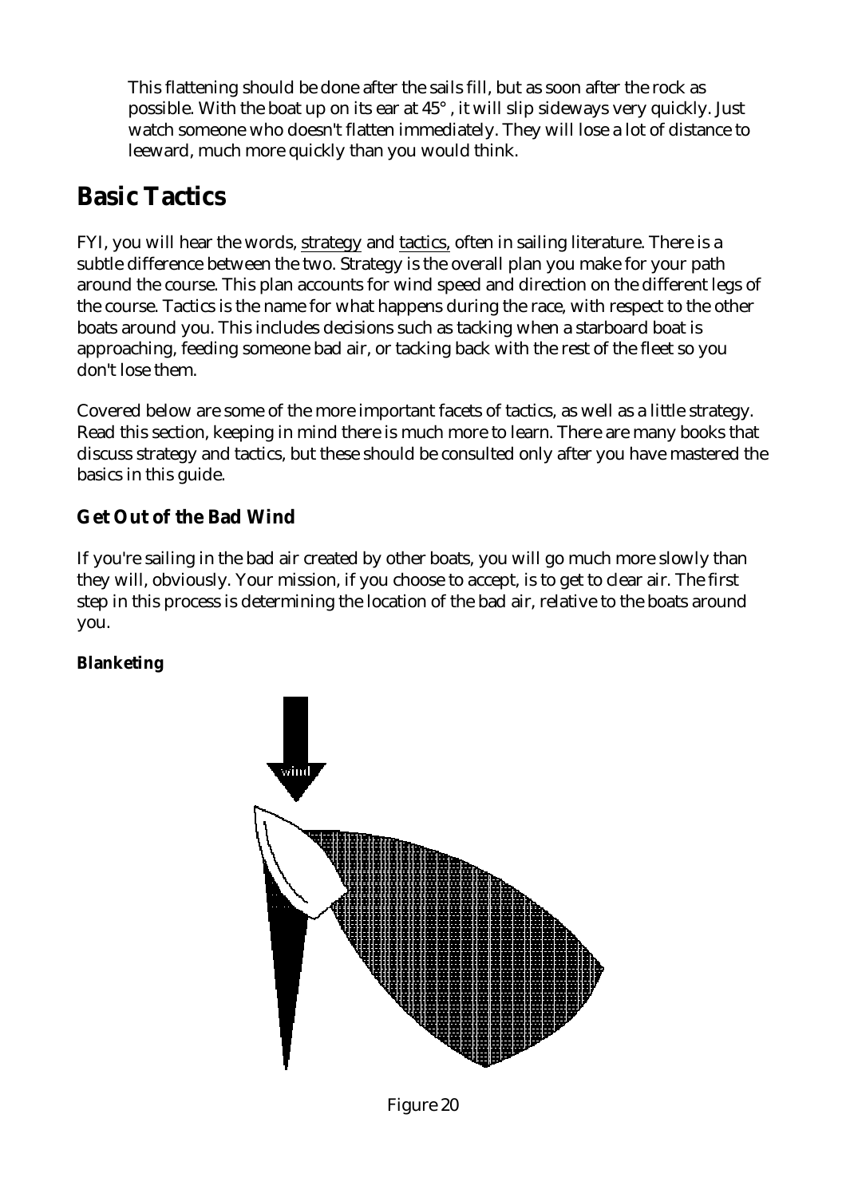This flattening should be done after the sails fill, but as soon after the rock as possible. With the boat up on its ear at 45°, it will slip sideways very quickly. Just watch someone who doesn't flatten immediately. They will lose a lot of distance to leeward, much more quickly than you would think.

# Basic Tactics

FYI, you will hear the words, strategy and tactics, often in sailing literature. There is a subtle difference between the two. Strategy is the overall plan you make for your path around the course. This plan accounts for wind speed and direction on the different legs of the course. Tactics is the name for what happens during the race, with respect to the other boats around you. This includes decisions such as tacking when a starboard boat is approaching, feeding someone bad air, or tacking back with the rest of the fleet so you don't lose them.

Covered below are some of the more important facets of tactics, as well as a little strategy. Read this section, keeping in mind there is much more to learn. There are many books that discuss strategy and tactics, but these should be consulted only after you have mastered the basics in this guide.

## Get Out of the Bad Wind

If you're sailing in the bad air created by other boats, you will go much more slowly than they will, obviously. Your mission, if you choose to accept, is to get to clear air. The first step in this process is determining the location of the bad air, relative to the boats around you.

### Blanketing

Figure 20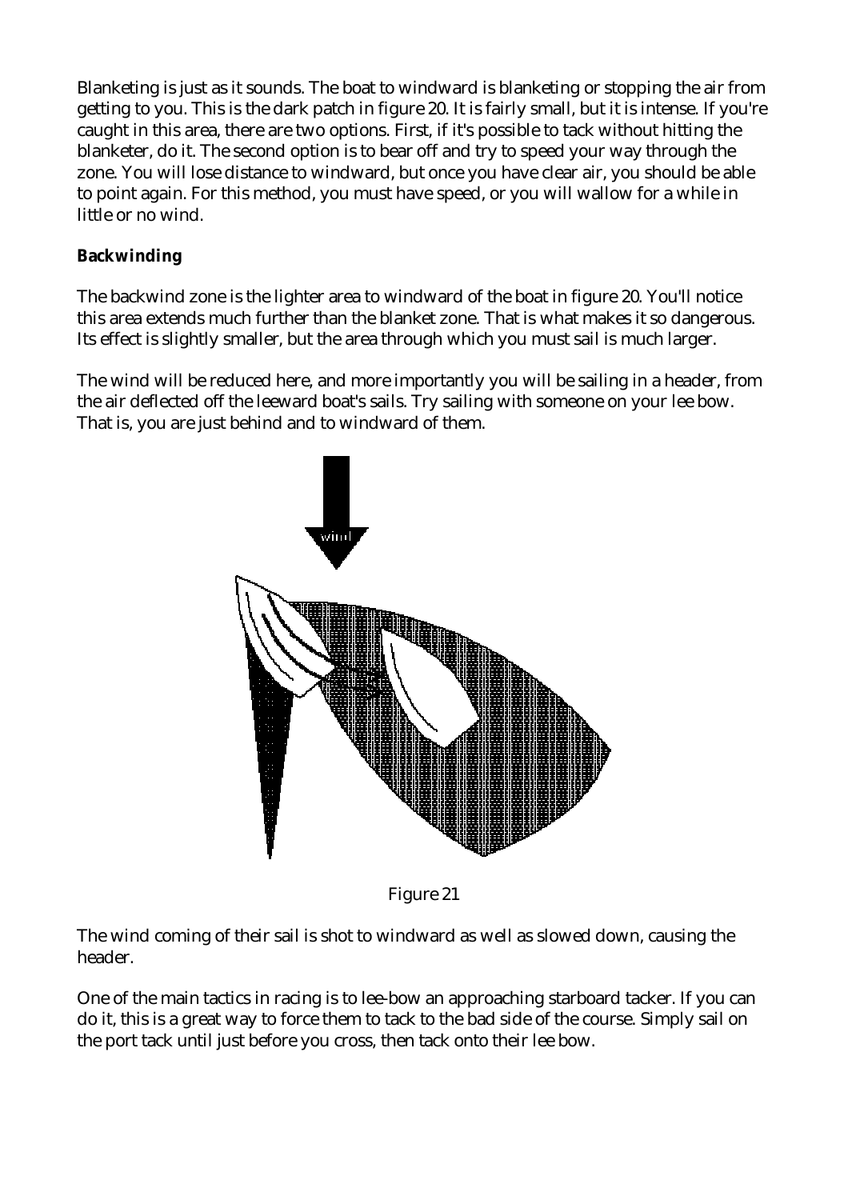Blanketing is just as it sounds. The boat to windward is blanketing or stopping the air from getting to you. This is the dark patch in figure 20. It is fairly small, but it is intense. If you're caught in this area, there are two options. First, if it's possible to tack without hitting the blanketer, do it. The second option is to bear off and try to speed your way through the zone. You will lose distance to windward, but once you have clear air, you should be able to point again. For this method, you must have speed, or you will wallow for a while in little or no wind.

**Backwinding**

The backwind zone is the lighter area to windward of the boat in figure 20. You'll notice this area extends much further than the blanket zone. That is what makes it so dangerous. Its effect is slightly smaller, but the area through which you must sail is much larger.

The wind will be reduced here, and more importantly you will be sailing in a header, from the air deflected off the leeward boat's sails. Try sailing with someone on your lee bow. That is, you are just behind and to windward of them.

Figure 21

The wind coming of their sail is shot to windward as well as slowed down, causing the header.

One of the main tactics in racing is to lee-bow an approaching starboard tacker. If you can do it, this is a great way to force them to tack to the bad side of the course. Simply sail on the port tack until just before you cross, then tack onto their lee bow.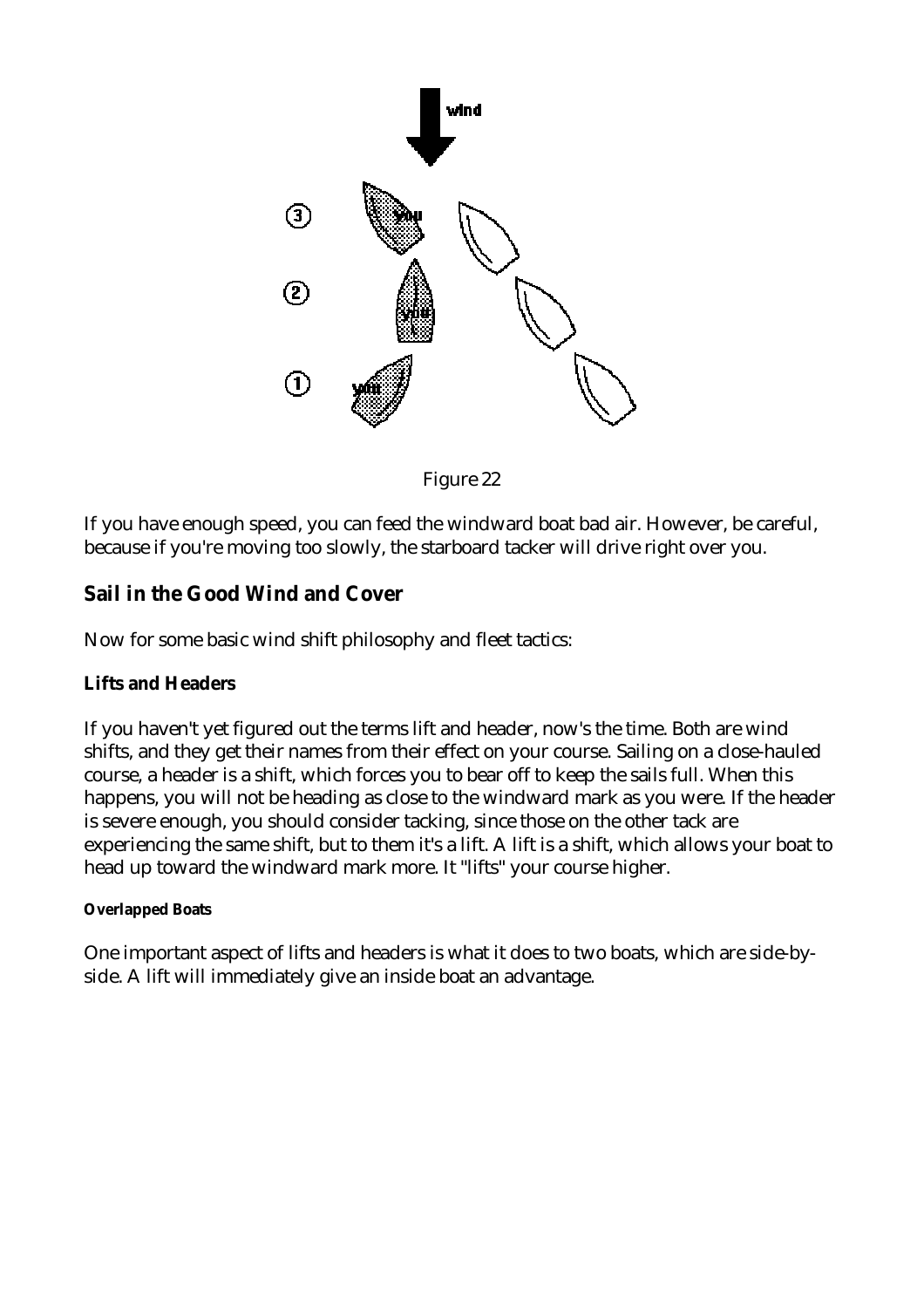Figure 22

If you have enough speed, you can feed the windward boat bad air. However, be careful, because if you're moving too slowly, the starboard tacker will drive right over you.

## Sail in the Good Wind and Cover

Now for some basic wind shift philosophy and fleet tactics:

### Lifts and Headers

If you haven't yet figured out the terms lift and header, now's the time. Both are wind shifts, and they get their names from their effect on your course. Sailing on a close-hauled course, a header is a shift, which forces you to bear off to keep the sails full. When this happens, you will not be heading as close to the windward mark as you were. If the header is severe enough, you should consider tacking, since those on the other tack are experiencing the same shift, but to them it's a lift. A lift is a shift, which allows your boat to head up toward the windward mark more. It "lifts" your course higher.

#### Overlapped Boats

One important aspect of lifts and headers is what it does to two boats, which are side-by-side. A lift will immediately give an inside boat an advantage.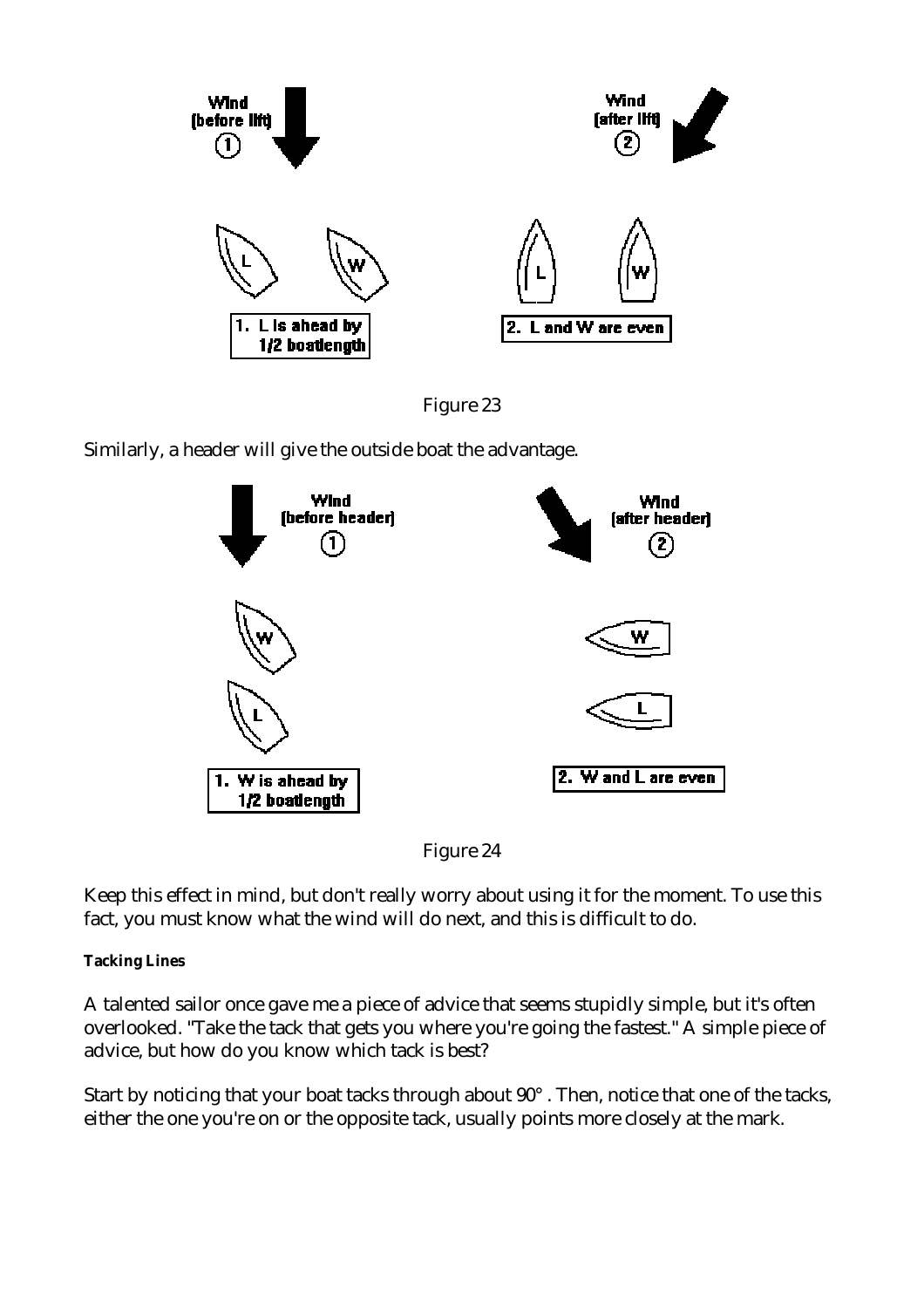Figure 23

Similarly, a header will give the outside boat the advantage.

Figure 24

Keep this effect in mind, but don't really worry about using it for the moment. To use this fact, you must know what the wind will do next, and this is difficult to do.

#### Tacking Lines

A talented sailor once gave me a piece of advice that seems stupidly simple, but it's often overlooked. "Take the tack that gets you where you're going the fastest." A simple piece of advice, but how do you know which tack is best?

Start by noticing that your boat tacks through about 90° . Then, notice that one of the tacks, either the one you're on or the opposite tack, usually points more closely at the mark.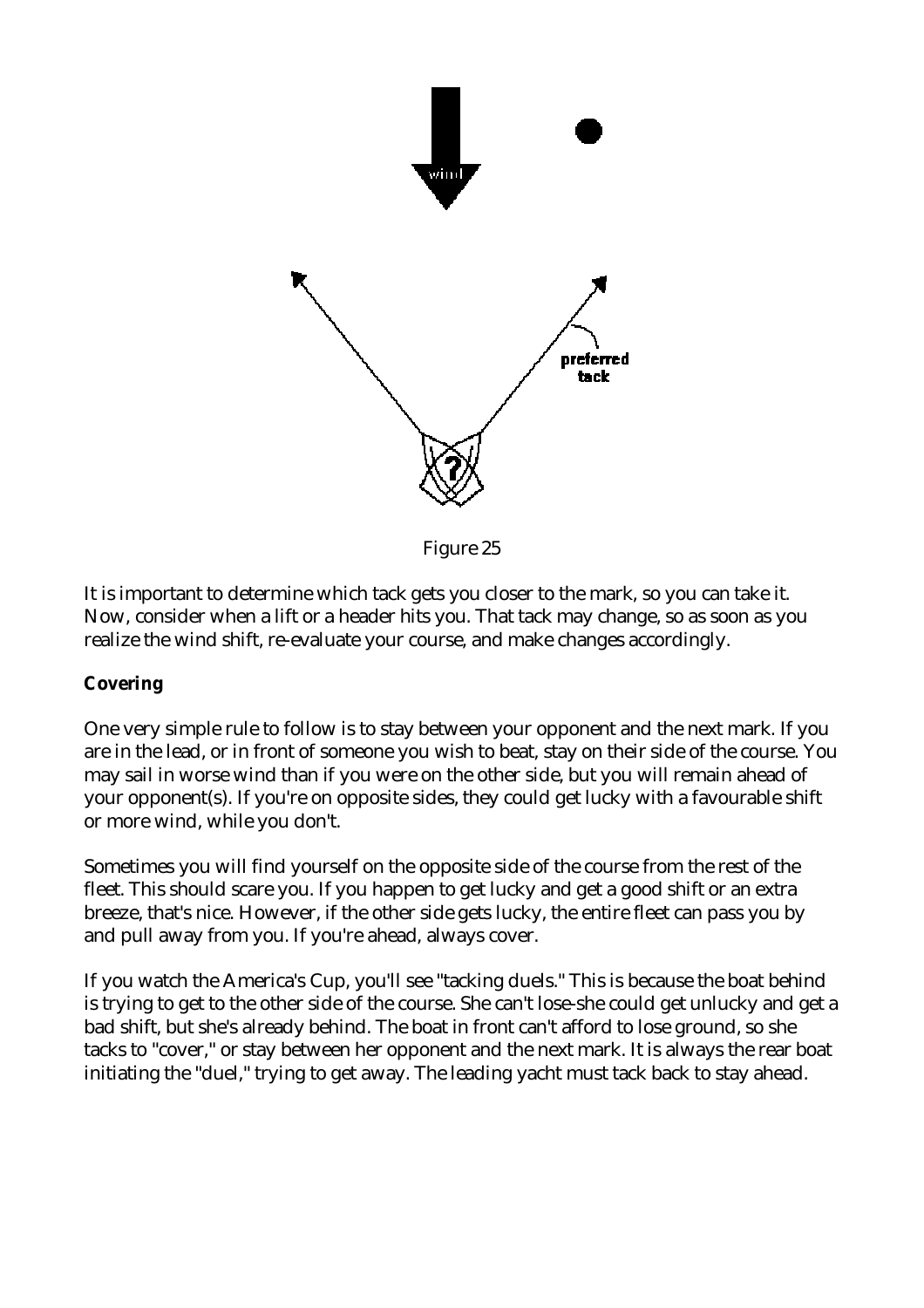Figure 25

It is important to determine which tack gets you closer to the mark, so you can take it. Now, consider when a lift or a header hits you. That tack may change, so as soon as you realize the wind shift, re-evaluate your course, and make changes accordingly.

**Covering**

One very simple rule to follow is to stay between your opponent and the next mark. If you are in the lead, or in front of someone you wish to beat, stay on their side of the course. You may sail in worse wind than if you were on the other side, but you will remain ahead of your opponent(s). If you're on opposite sides, they could get lucky with a favourable shift or more wind, while you don't.

Sometimes you will find yourself on the opposite side of the course from the rest of the fleet. This should scare you. If you happen to get lucky and get a good shift or an extra breeze, that's nice. However, if the other side gets lucky, the entire fleet can pass you by and pull away from you. If you're ahead, always cover.

If you watch the America's Cup, you'll see "tacking duels." This is because the boat behind is trying to get to the other side of the course. She can't lose-she could get unlucky and get a bad shift, but she's already behind. The boat in front can't afford to lose ground, so she tacks to "cover," or stay between her opponent and the next mark. It is always the rear boat initiating the "duel," trying to get away. The leading yacht must tack back to stay ahead.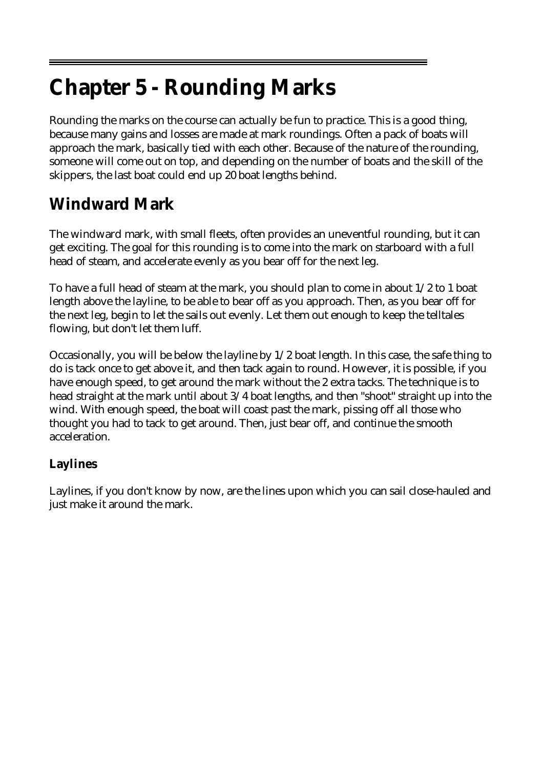# Chapter 5 - Rounding Marks

Rounding the marks on the course can actually be fun to practice. This is a good thing, because many gains and losses are made at mark roundings. Often a pack of boats will approach the mark, basically tied with each other. Because of the nature of the rounding, someone will come out on top, and depending on the number of boats and the skill of the skippers, the last boat could end up 20 boat lengths behind.

## Windward Mark

The windward mark, with small fleets, often provides an uneventful rounding, but it can get exciting. The goal for this rounding is to come into the mark on starboard with a full head of steam, and accelerate evenly as you bear off for the next leg.

To have a full head of steam at the mark, you should plan to come in about 1/2 to 1 boat length above the layline, to be able to bear off as you approach. Then, as you bear off for the next leg, begin to let the sails out evenly. Let them out enough to keep the telltales flowing, but don't let them luff.

Occasionally, you will be below the layline by 1/2 boat length. In this case, the safe thing to do is tack once to get above it, and then tack again to round. However, it is possible, if you have enough speed, to get around the mark without the 2 extra tacks. The technique is to head straight at the mark until about 3/4 boat lengths, and then "shoot" straight up into the wind. With enough speed, the boat will coast past the mark, pissing off all those who thought you had to tack to get around. Then, just bear off, and continue the smooth acceleration.

### Laylines

Laylines, if you don't know by now, are the lines upon which you can sail close-hauled and just make it around the mark.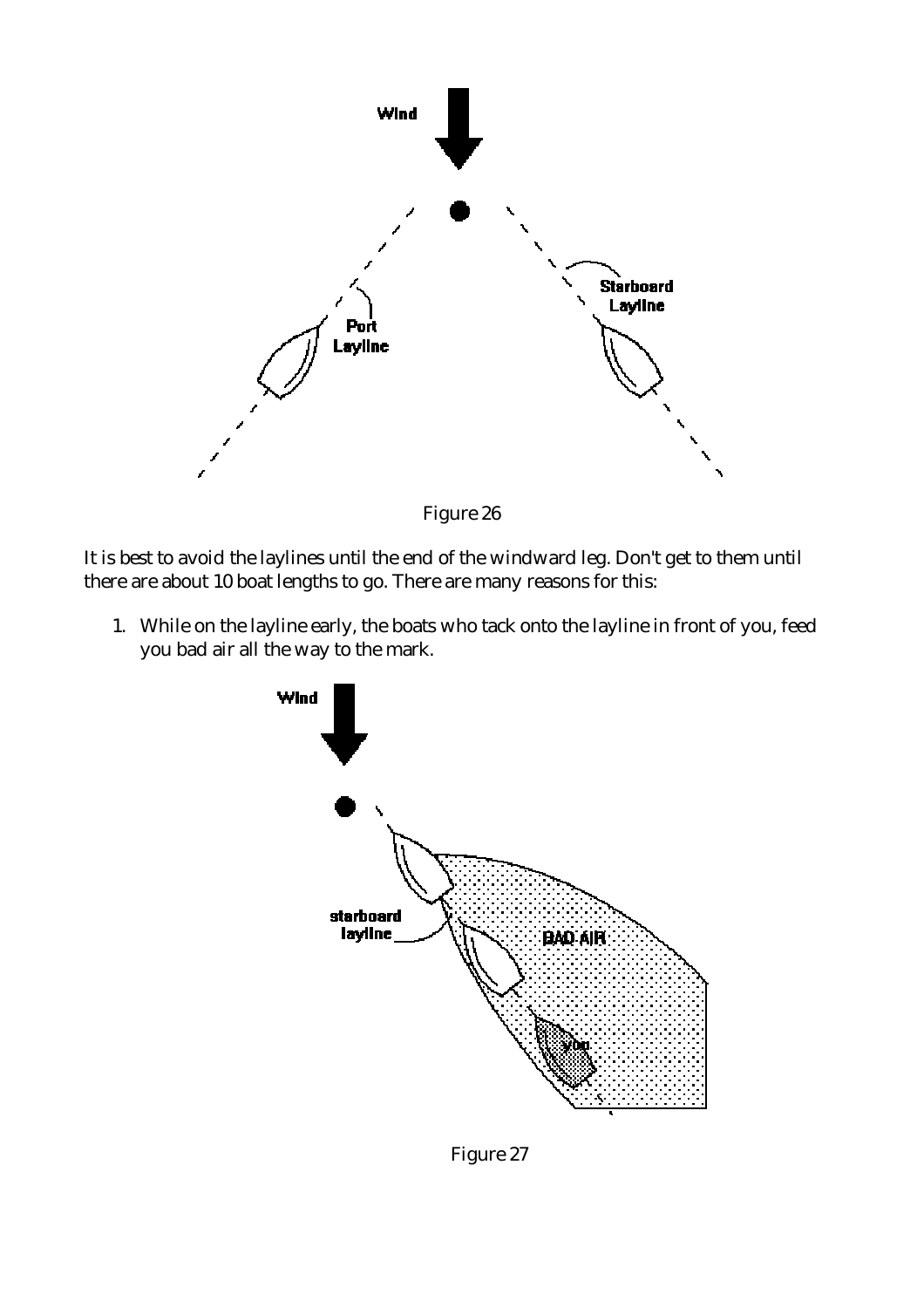Figure 26

It is best to avoid the laylines until the end of the windward leg. Don't get to them until there are about 10 boat lengths to go. There are many reasons for this:

1. While on the layline early, the boats who tack onto the layline in front of you, feed you bad air all the way to the mark.

Figure 27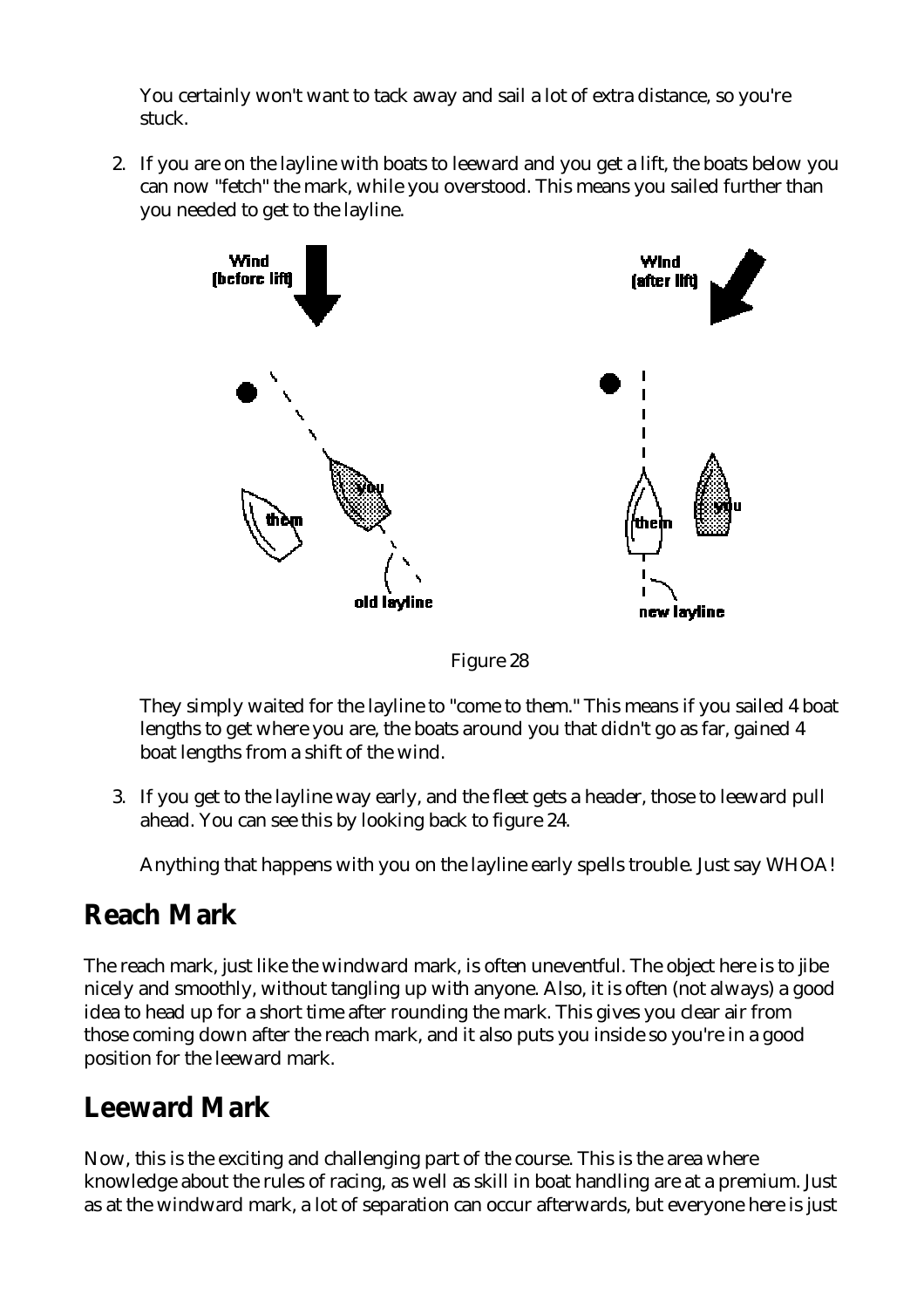You certainly won't want to tack away and sail a lot of extra distance, so you're stuck.

2. If you are on the layline with boats to leeward and you get a lift, the boats below you can now "fetch" the mark, while you overstood. This means you sailed further than you needed to get to the layline.

Figure 28

They simply waited for the layline to "come to them." This means if you sailed 4 boat lengths to get where you are, the boats around you that didn't go as far, gained 4 boat lengths from a shift of the wind.

3. If you get to the layline way early, and the fleet gets a header, those to leeward pull ahead. You can see this by looking back to figure 24.

Anything that happens with you on the layline early spells trouble. Just say WHOA!

## Reach Mark

The reach mark, just like the windward mark, is often uneventful. The object here is to jibe nicely and smoothly, without tangling up with anyone. Also, it is often (not always) a good idea to head up for a short time after rounding the mark. This gives you clear air from those coming down after the reach mark, and it also puts you inside so you're in a good position for the leeward mark.

## Leeward Mark

Now, this is the exciting and challenging part of the course. This is the area where knowledge about the rules of racing, as well as skill in boat handling are at a premium. Just as at the windward mark, a lot of separation can occur afterwards, but everyone here is just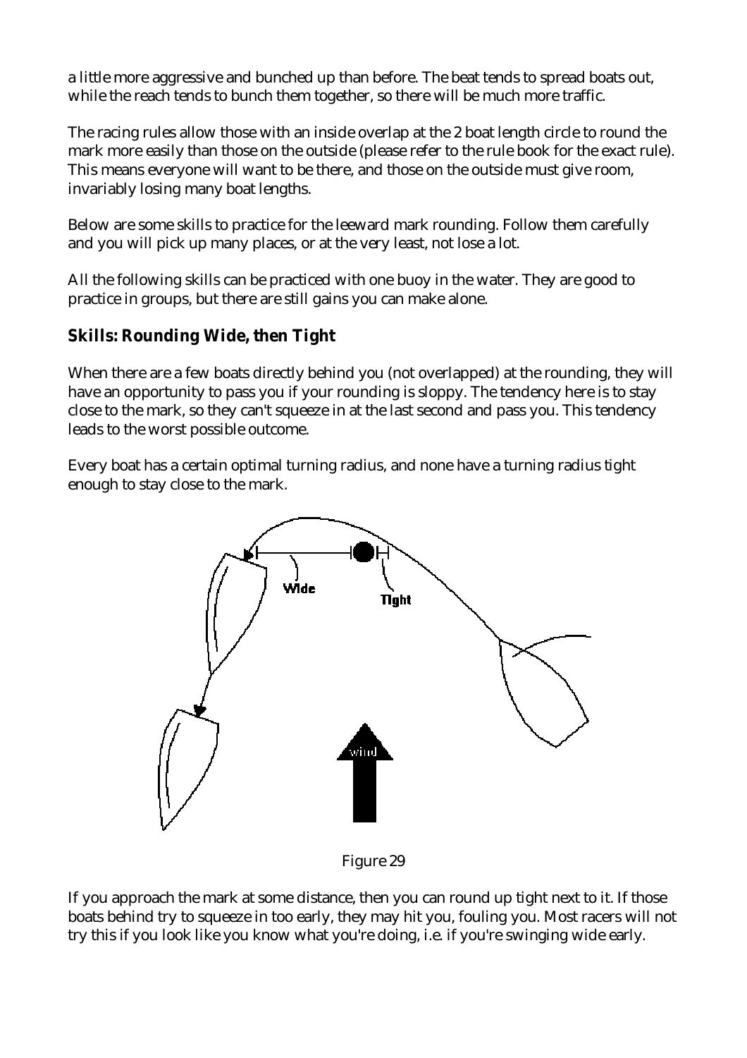a little more aggressive and bunched up than before. The beat tends to spread boats out, while the reach tends to bunch them together, so there will be much more traffic.

The racing rules allow those with an inside overlap at the 2 boat length circle to round the mark more easily than those on the outside (please refer to the rule book for the exact rule). This means everyone will want to be there, and those on the outside must give room, invariably losing many boat lengths.

Below are some skills to practice for the leeward mark rounding. Follow them carefully and you will pick up many places, or at the very least, not lose a lot.

All the following skills can be practiced with one buoy in the water. They are good to practice in groups, but there are still gains you can make alone.

### Skills: Rounding Wide, then Tight

When there are a few boats directly behind you (not overlapped) at the rounding, they will have an opportunity to pass you if your rounding is sloppy. The tendency here is to stay close to the mark, so they can't squeeze in at the last second and pass you. This tendency leads to the worst possible outcome.

Every boat has a certain optimal turning radius, and none have a turning radius tight enough to stay close to the mark.

Figure 29

If you approach the mark at some distance, then you can round up tight next to it. If those boats behind try to squeeze in too early, they may hit you, fouling you. Most racers will not try this if you look like you know what you're doing, i.e. if you're swinging wide early.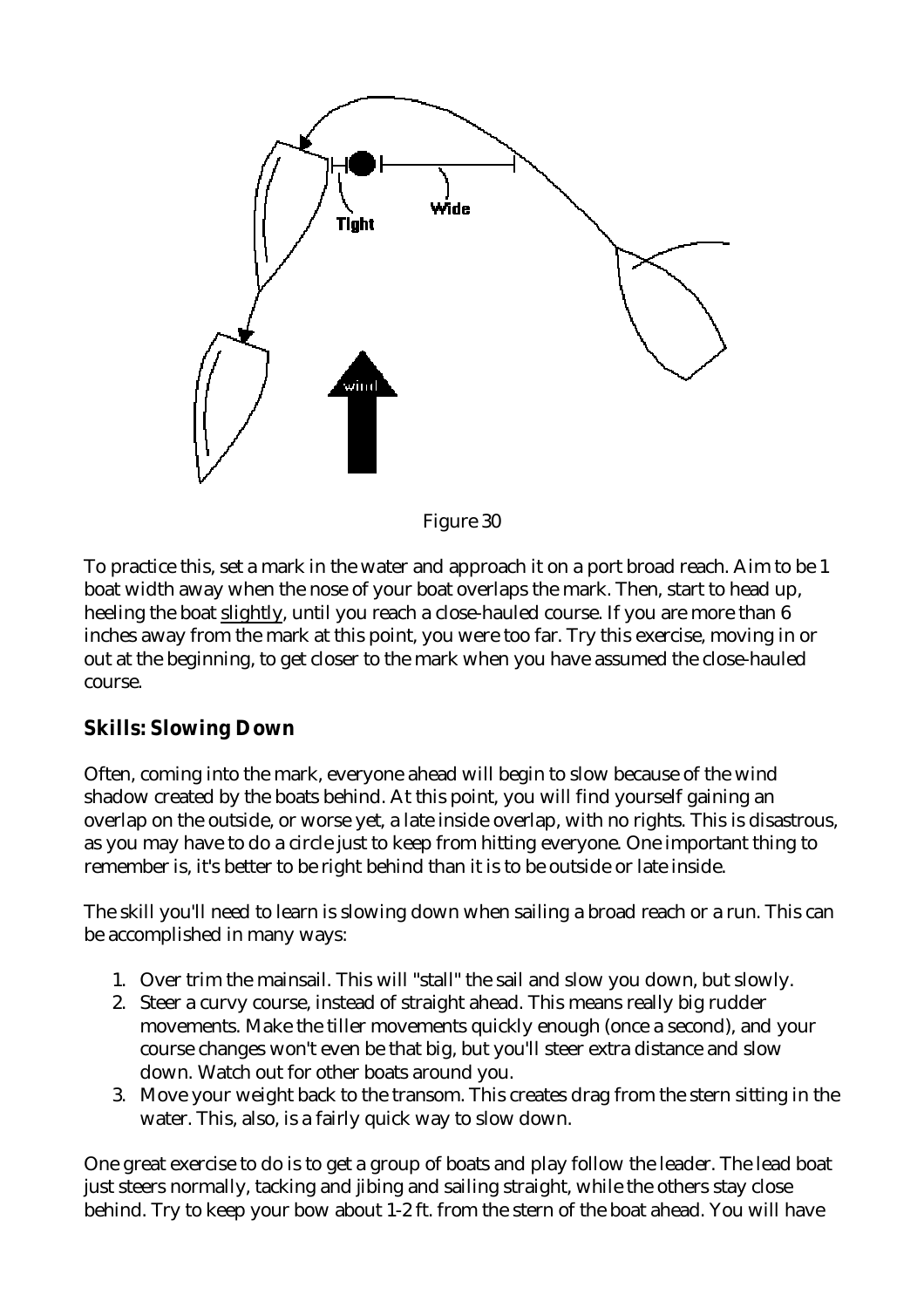Figure 30

To practice this, set a mark in the water and approach it on a port broad reach. Aim to be 1 boat width away when the nose of your boat overlaps the mark. Then, start to head up, heeling the boat slightly, until you reach a close-hauled course. If you are more than 6 inches away from the mark at this point, you were too far. Try this exercise, moving in or out at the beginning, to get closer to the mark when you have assumed the close-hauled course.

## Skills: Slowing Down

Often, coming into the mark, everyone ahead will begin to slow because of the wind shadow created by the boats behind. At this point, you will find yourself gaining an overlap on the outside, or worse yet, a late inside overlap, with no rights. This is disastrous, as you may have to do a circle just to keep from hitting everyone. One important thing to remember is, it's better to be right behind than it is to be outside or late inside.

The skill you'll need to learn is slowing down when sailing a broad reach or a run. This can be accomplished in many ways:

1. Over trim the mainsail. This will "stall" the sail and slow you down, but slowly.
2. Steer a curvy course, instead of straight ahead. This means really big rudder movements. Make the tiller movements quickly enough (once a second), and your course changes won't even be that big, but you'll steer extra distance and slow down. Watch out for other boats around you.
3. Move your weight back to the transom. This creates drag from the stern sitting in the water. This, also, is a fairly quick way to slow down.

One great exercise to do is to get a group of boats and play follow the leader. The lead boat just steers normally, tacking and jibing and sailing straight, while the others stay close behind. Try to keep your bow about 1-2 ft. from the stern of the boat ahead. You will have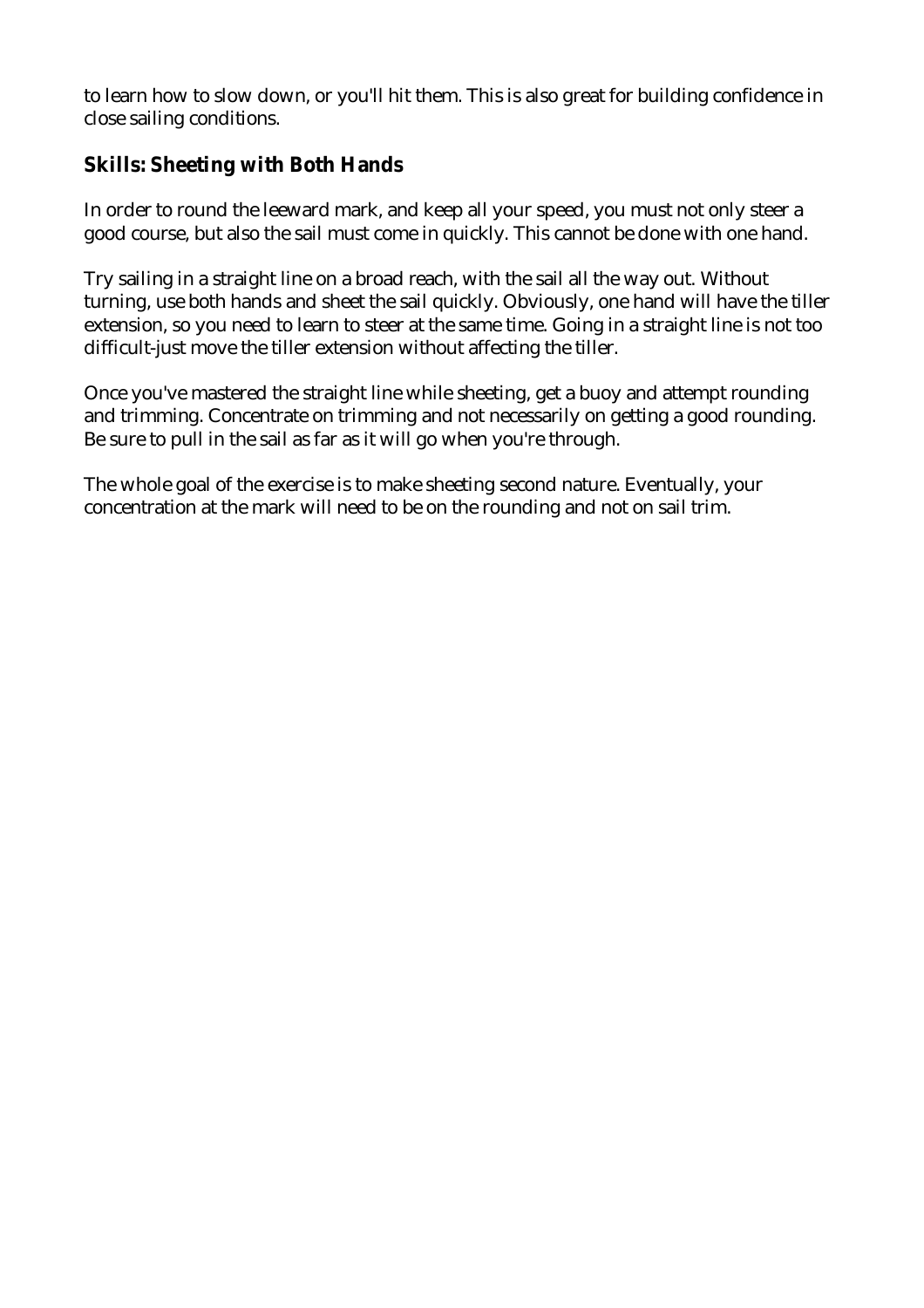to learn how to slow down, or you'll hit them. This is also great for building confidence in close sailing conditions.

### Skills: Sheeting with Both Hands

In order to round the leeward mark, and keep all your speed, you must not only steer a good course, but also the sail must come in quickly. This cannot be done with one hand.

Try sailing in a straight line on a broad reach, with the sail all the way out. Without turning, use both hands and sheet the sail quickly. Obviously, one hand will have the tiller extension, so you need to learn to steer at the same time. Going in a straight line is not too difficult-just move the tiller extension without affecting the tiller.

Once you've mastered the straight line while sheeting, get a buoy and attempt rounding and trimming. Concentrate on trimming and not necessarily on getting a good rounding. Be sure to pull in the sail as far as it will go when you're through.

The whole goal of the exercise is to make sheeting second nature. Eventually, your concentration at the mark will need to be on the rounding and not on sail trim.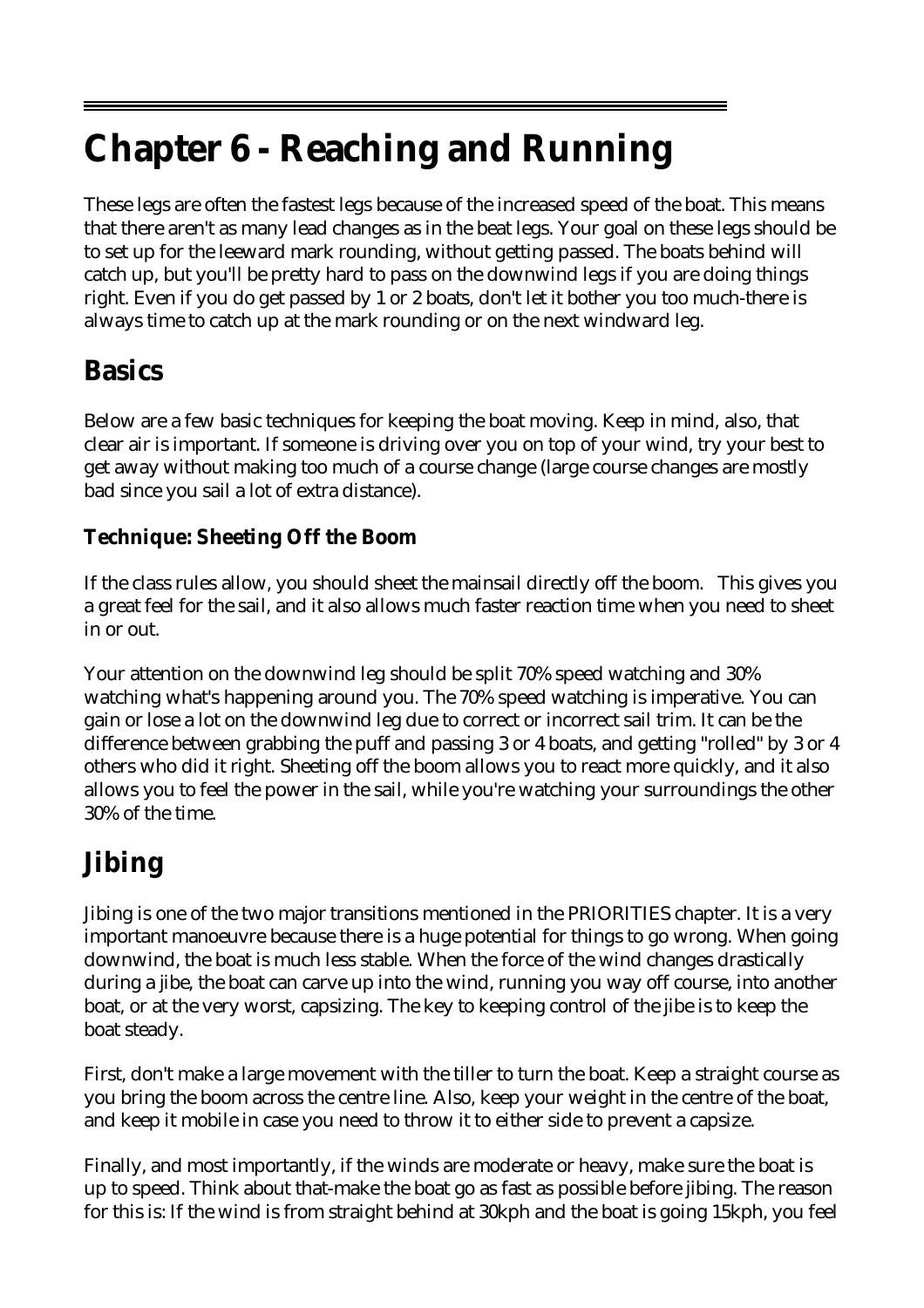# Chapter 6 - Reaching and Running

These legs are often the fastest legs because of the increased speed of the boat. This means that there aren't as many lead changes as in the beat legs. Your goal on these legs should be to set up for the leeward mark rounding, without getting passed. The boats behind will catch up, but you'll be pretty hard to pass on the downwind legs if you are doing things right. Even if you do get passed by 1 or 2 boats, don't let it bother you too much-there is always time to catch up at the mark rounding or on the next windward leg.

## Basics

Below are a few basic techniques for keeping the boat moving. Keep in mind, also, that clear air is important. If someone is driving over you on top of your wind, try your best to get away without making too much of a course change (large course changes are mostly bad since you sail a lot of extra distance).

### Technique: Sheeting Off the Boom

If the class rules allow, you should sheet the mainsail directly off the boom. This gives you a great feel for the sail, and it also allows much faster reaction time when you need to sheet in or out.

Your attention on the downwind leg should be split 70% speed watching and 30% watching what's happening around you. The 70% speed watching is imperative. You can gain or lose a lot on the downwind leg due to correct or incorrect sail trim. It can be the difference between grabbing the puff and passing 3 or 4 boats, and getting "rolled" by 3 or 4 others who did it right. Sheeting off the boom allows you to react more quickly, and it also allows you to feel the power in the sail, while you're watching your surroundings the other 30% of the time.

## Jibing

Jibing is one of the two major transitions mentioned in the PRIORITIES chapter. It is a very important manoeuvre because there is a huge potential for things to go wrong. When going downwind, the boat is much less stable. When the force of the wind changes drastically during a jibe, the boat can carve up into the wind, running you way off course, into another boat, or at the very worst, capsizing. The key to keeping control of the jibe is to keep the boat steady.

First, don't make a large movement with the tiller to turn the boat. Keep a straight course as you bring the boom across the centre line. Also, keep your weight in the centre of the boat, and keep it mobile in case you need to throw it to either side to prevent a capsize.

Finally, and most importantly, if the winds are moderate or heavy, make sure the boat is up to speed. Think about that-make the boat go as fast as possible before jibing. The reason for this is: If the wind is from straight behind at 30kph and the boat is going 15kph, you feel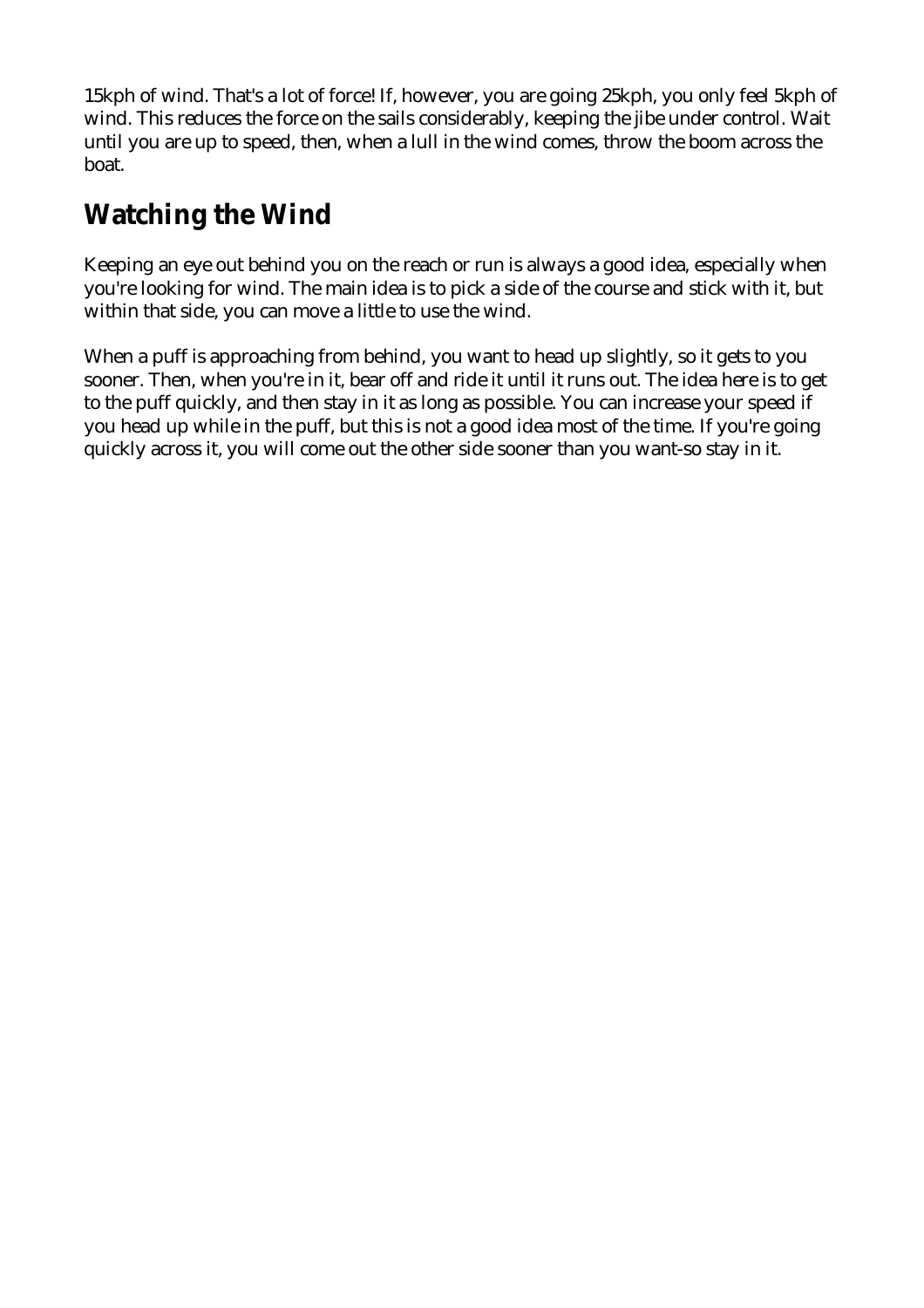15kph of wind. That's a lot of force! If, however, you are going 25kph, you only feel 5kph of wind. This reduces the force on the sails considerably, keeping the jibe under control. Wait until you are up to speed, then, when a lull in the wind comes, throw the boom across the boat.

## Watching the Wind

Keeping an eye out behind you on the reach or run is always a good idea, especially when you're looking for wind. The main idea is to pick a side of the course and stick with it, but within that side, you can move a little to use the wind.

When a puff is approaching from behind, you want to head up slightly, so it gets to you sooner. Then, when you're in it, bear off and ride it until it runs out. The idea here is to get to the puff quickly, and then stay in it as long as possible. You can increase your speed if you head up while in the puff, but this is not a good idea most of the time. If you're going quickly across it, you will come out the other side sooner than you want-so stay in it.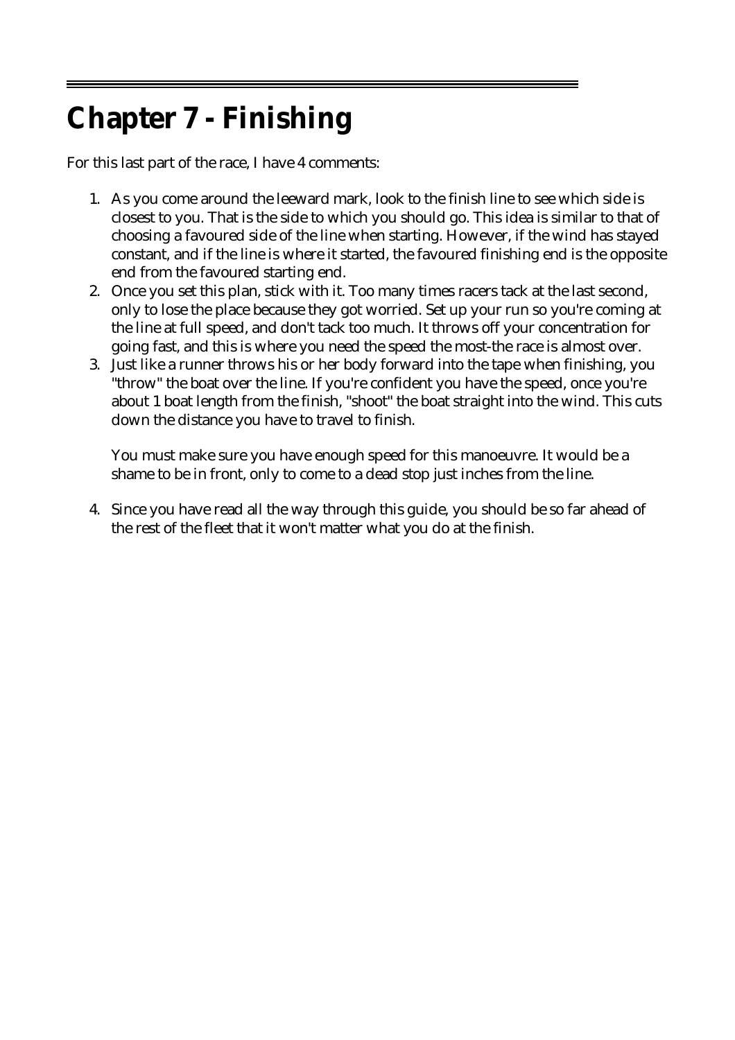# Chapter 7 - Finishing

For this last part of the race, I have 4 comments:

1. As you come around the leeward mark, look to the finish line to see which side is closest to you. That is the side to which you should go. This idea is similar to that of choosing a favoured side of the line when starting. However, if the wind has stayed constant, and if the line is where it started, the favoured finishing end is the opposite end from the favoured starting end.
2. Once you set this plan, stick with it. Too many times racers tack at the last second, only to lose the place because they got worried. Set up your run so you're coming at the line at full speed, and don't tack too much. It throws off your concentration for going fast, and this is where you need the speed the most-the race is almost over.
3. Just like a runner throws his or her body forward into the tape when finishing, you "throw" the boat over the line. If you're confident you have the speed, once you're about 1 boat length from the finish, "shoot" the boat straight into the wind. This cuts down the distance you have to travel to finish.

   You must make sure you have enough speed for this manoeuvre. It would be a shame to be in front, only to come to a dead stop just inches from the line.

4. Since you have read all the way through this guide, you should be so far ahead of the rest of the fleet that it won't matter what you do at the finish.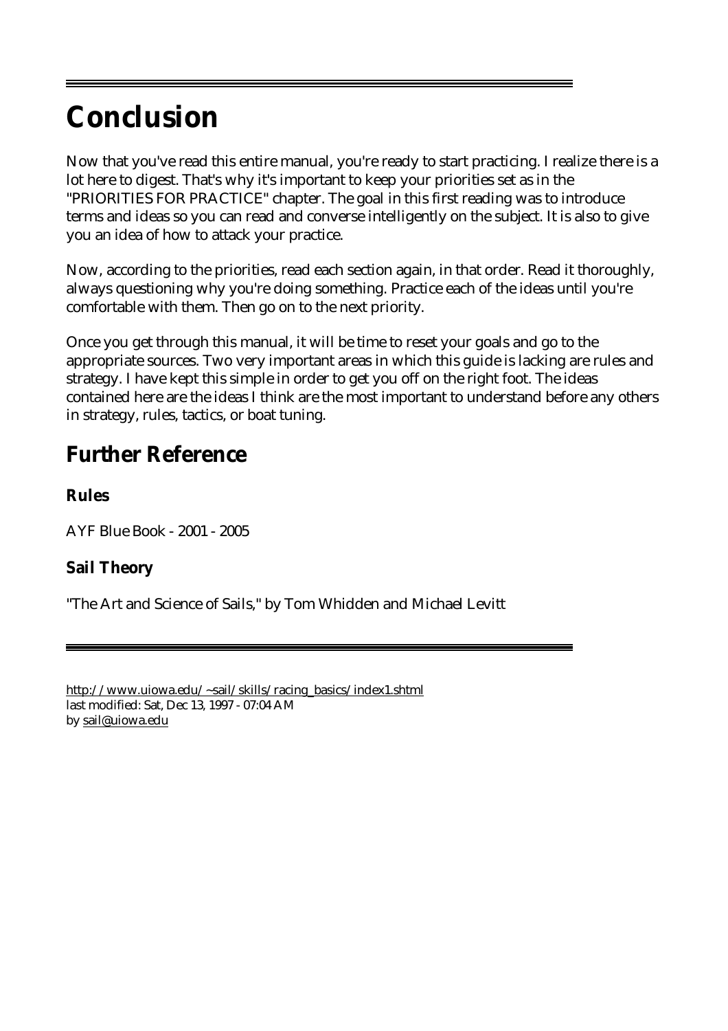# Conclusion

Now that you've read this entire manual, you're ready to start practicing. I realize there is a lot here to digest. That's why it's important to keep your priorities set as in the "PRIORITIES FOR PRACTICE" chapter. The goal in this first reading was to introduce terms and ideas so you can read and converse intelligently on the subject. It is also to give you an idea of how to attack your practice.

Now, according to the priorities, read each section again, in that order. Read it thoroughly, always questioning why you're doing something. Practice each of the ideas until you're comfortable with them. Then go on to the next priority.

Once you get through this manual, it will be time to reset your goals and go to the appropriate sources. Two very important areas in which this guide is lacking are rules and strategy. I have kept this simple in order to get you off on the right foot. The ideas contained here are the ideas I think are the most important to understand before any others in strategy, rules, tactics, or boat tuning.

## Further Reference

### Rules

AYF Blue Book - 2001 - 2005

### Sail Theory

"The Art and Science of Sails," by Tom Whidden and Michael Levitt

---

http://www.uiowa.edu/~sail/skills/racing_basics/index1.shtml
last modified: Sat, Dec 13, 1997 - 07:04 AM
by sail@uiowa.edu